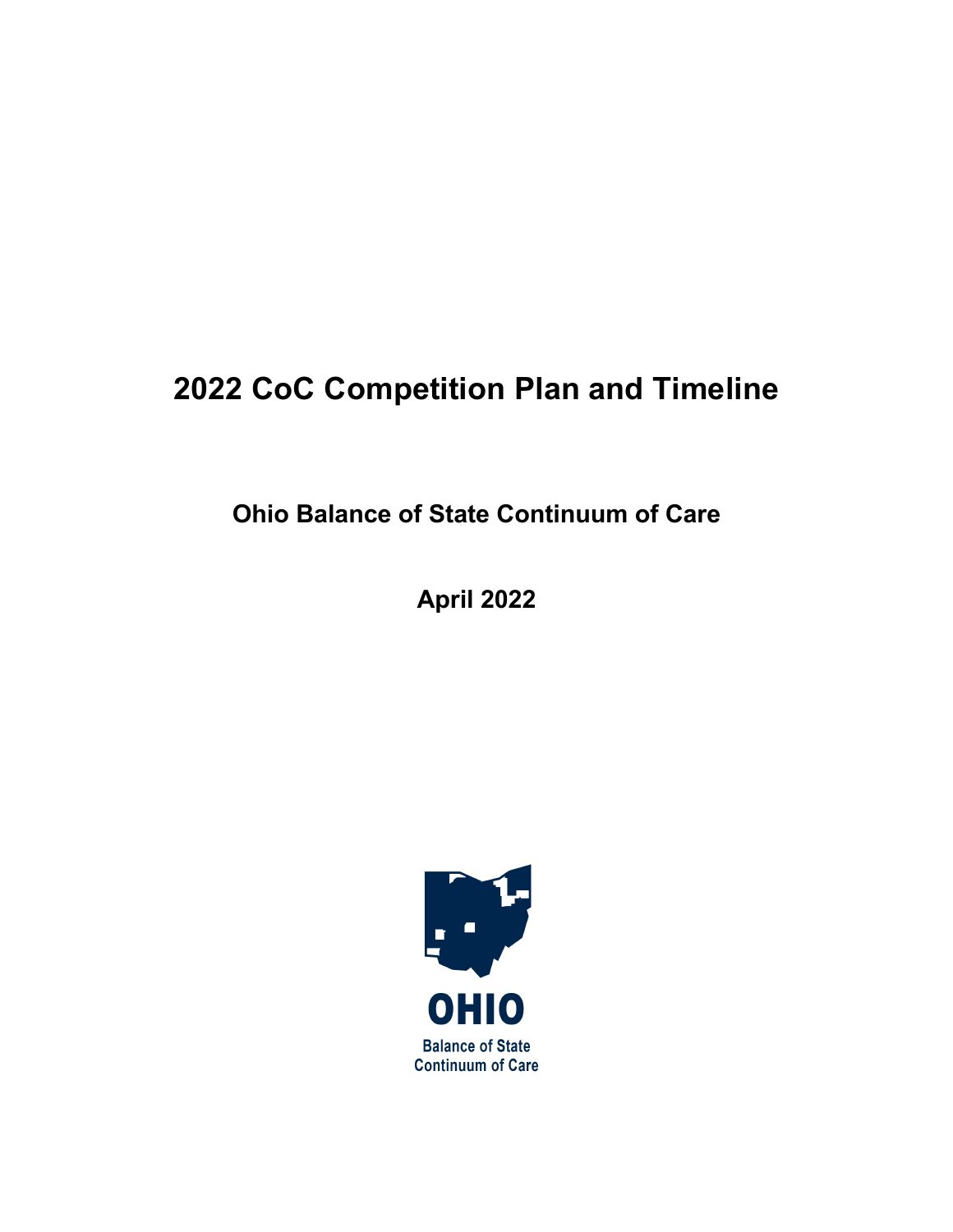# 2022 CoC Competition Plan and Timeline

## Ohio Balance of State Continuum of Care

## April 2022

OHIO

Balance of State
Continuum of Care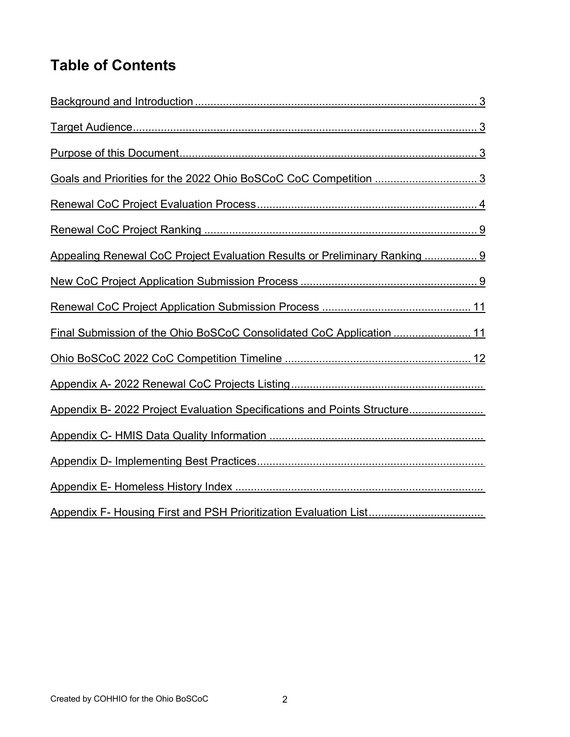## Table of Contents

Background and Introduction ........................................................................................... 3

Target Audience............................................................................................................... 3

Purpose of this Document................................................................................................ 3

Goals and Priorities for the 2022 Ohio BoSCoC CoC Competition ................................. 3

Renewal CoC Project Evaluation Process....................................................................... 4

Renewal CoC Project Ranking ........................................................................................ 9

Appealing Renewal CoC Project Evaluation Results or Preliminary Ranking ................. 9

New CoC Project Application Submission Process ......................................................... 9

Renewal CoC Project Application Submission Process ................................................ 11

Final Submission of the Ohio BoSCoC Consolidated CoC Application ......................... 11

Ohio BoSCoC 2022 CoC Competition Timeline ............................................................ 12

Appendix A- 2022 Renewal CoC Projects Listing..............................................................

Appendix B- 2022 Project Evaluation Specifications and Points Structure........................

Appendix C- HMIS Data Quality Information .....................................................................

Appendix D- Implementing Best Practices.........................................................................

Appendix E- Homeless History Index ................................................................................

Appendix F- Housing First and PSH Prioritization Evaluation List.....................................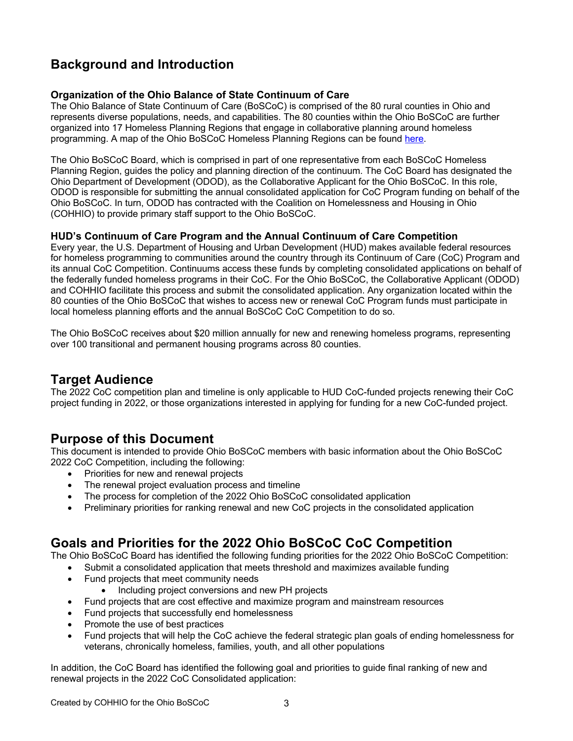## Background and Introduction

### Organization of the Ohio Balance of State Continuum of Care

The Ohio Balance of State Continuum of Care (BoSCoC) is comprised of the 80 rural counties in Ohio and represents diverse populations, needs, and capabilities. The 80 counties within the Ohio BoSCoC are further organized into 17 Homeless Planning Regions that engage in collaborative planning around homeless programming. A map of the Ohio BoSCoC Homeless Planning Regions can be found here.

The Ohio BoSCoC Board, which is comprised in part of one representative from each BoSCoC Homeless Planning Region, guides the policy and planning direction of the continuum. The CoC Board has designated the Ohio Department of Development (ODOD), as the Collaborative Applicant for the Ohio BoSCoC. In this role, ODOD is responsible for submitting the annual consolidated application for CoC Program funding on behalf of the Ohio BoSCoC. In turn, ODOD has contracted with the Coalition on Homelessness and Housing in Ohio (COHHIO) to provide primary staff support to the Ohio BoSCoC.

### HUD's Continuum of Care Program and the Annual Continuum of Care Competition

Every year, the U.S. Department of Housing and Urban Development (HUD) makes available federal resources for homeless programming to communities around the country through its Continuum of Care (CoC) Program and its annual CoC Competition. Continuums access these funds by completing consolidated applications on behalf of the federally funded homeless programs in their CoC. For the Ohio BoSCoC, the Collaborative Applicant (ODOD) and COHHIO facilitate this process and submit the consolidated application. Any organization located within the 80 counties of the Ohio BoSCoC that wishes to access new or renewal CoC Program funds must participate in local homeless planning efforts and the annual BoSCoC CoC Competition to do so.

The Ohio BoSCoC receives about $20 million annually for new and renewing homeless programs, representing over 100 transitional and permanent housing programs across 80 counties.

## Target Audience

The 2022 CoC competition plan and timeline is only applicable to HUD CoC-funded projects renewing their CoC project funding in 2022, or those organizations interested in applying for funding for a new CoC-funded project.

## Purpose of this Document

This document is intended to provide Ohio BoSCoC members with basic information about the Ohio BoSCoC 2022 CoC Competition, including the following:

- Priorities for new and renewal projects
- The renewal project evaluation process and timeline
- The process for completion of the 2022 Ohio BoSCoC consolidated application
- Preliminary priorities for ranking renewal and new CoC projects in the consolidated application

## Goals and Priorities for the 2022 Ohio BoSCoC CoC Competition

The Ohio BoSCoC Board has identified the following funding priorities for the 2022 Ohio BoSCoC Competition:

- Submit a consolidated application that meets threshold and maximizes available funding
- Fund projects that meet community needs
    - Including project conversions and new PH projects
- Fund projects that are cost effective and maximize program and mainstream resources
- Fund projects that successfully end homelessness
- Promote the use of best practices
- Fund projects that will help the CoC achieve the federal strategic plan goals of ending homelessness for veterans, chronically homeless, families, youth, and all other populations

In addition, the CoC Board has identified the following goal and priorities to guide final ranking of new and renewal projects in the 2022 CoC Consolidated application: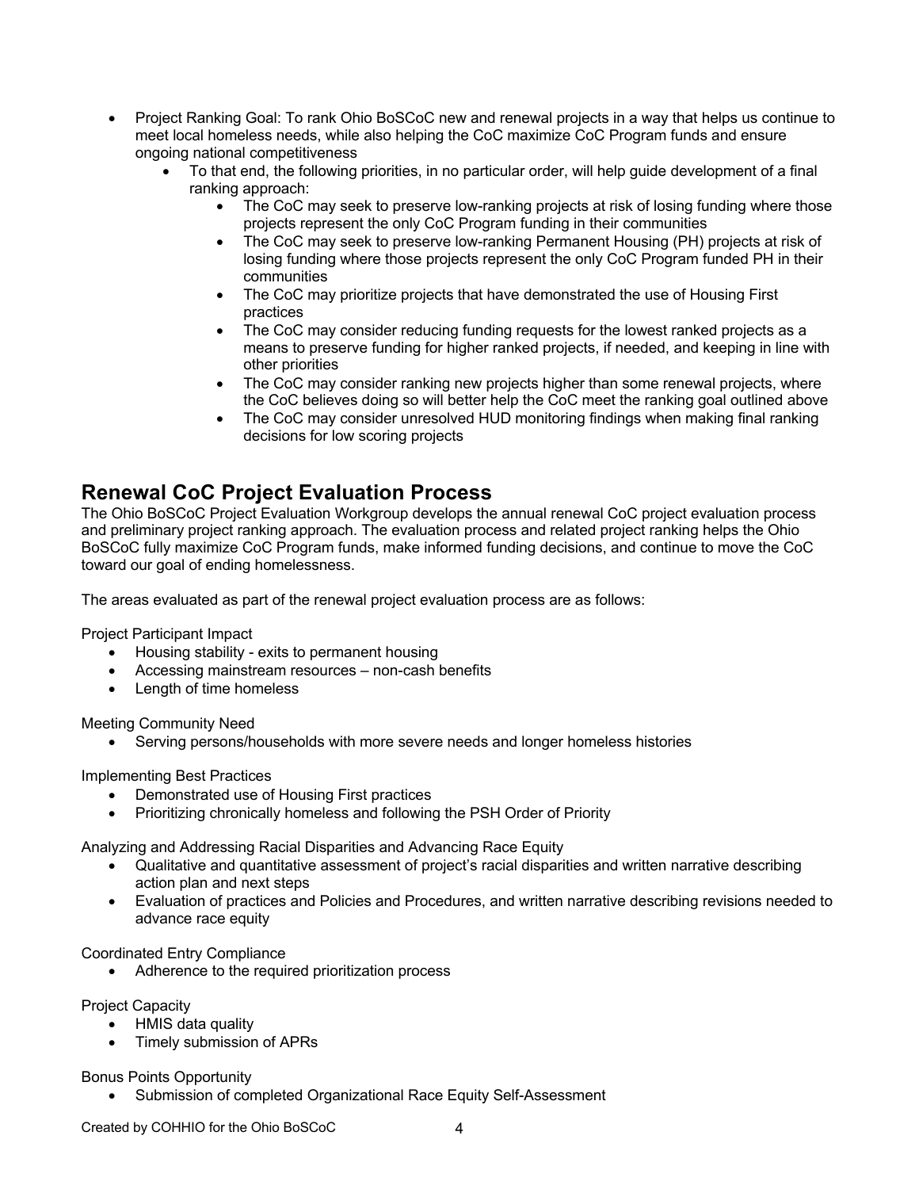- Project Ranking Goal: To rank Ohio BoSCoC new and renewal projects in a way that helps us continue to meet local homeless needs, while also helping the CoC maximize CoC Program funds and ensure ongoing national competitiveness
  - To that end, the following priorities, in no particular order, will help guide development of a final ranking approach:
    - The CoC may seek to preserve low-ranking projects at risk of losing funding where those projects represent the only CoC Program funding in their communities
    - The CoC may seek to preserve low-ranking Permanent Housing (PH) projects at risk of losing funding where those projects represent the only CoC Program funded PH in their communities
    - The CoC may prioritize projects that have demonstrated the use of Housing First practices
    - The CoC may consider reducing funding requests for the lowest ranked projects as a means to preserve funding for higher ranked projects, if needed, and keeping in line with other priorities
    - The CoC may consider ranking new projects higher than some renewal projects, where the CoC believes doing so will better help the CoC meet the ranking goal outlined above
    - The CoC may consider unresolved HUD monitoring findings when making final ranking decisions for low scoring projects

## Renewal CoC Project Evaluation Process

The Ohio BoSCoC Project Evaluation Workgroup develops the annual renewal CoC project evaluation process and preliminary project ranking approach. The evaluation process and related project ranking helps the Ohio BoSCoC fully maximize CoC Program funds, make informed funding decisions, and continue to move the CoC toward our goal of ending homelessness.

The areas evaluated as part of the renewal project evaluation process are as follows:

Project Participant Impact

- Housing stability - exits to permanent housing
- Accessing mainstream resources – non-cash benefits
- Length of time homeless

Meeting Community Need

- Serving persons/households with more severe needs and longer homeless histories

Implementing Best Practices

- Demonstrated use of Housing First practices
- Prioritizing chronically homeless and following the PSH Order of Priority

Analyzing and Addressing Racial Disparities and Advancing Race Equity

- Qualitative and quantitative assessment of project's racial disparities and written narrative describing action plan and next steps
- Evaluation of practices and Policies and Procedures, and written narrative describing revisions needed to advance race equity

Coordinated Entry Compliance

- Adherence to the required prioritization process

Project Capacity

- HMIS data quality
- Timely submission of APRs

Bonus Points Opportunity

- Submission of completed Organizational Race Equity Self-Assessment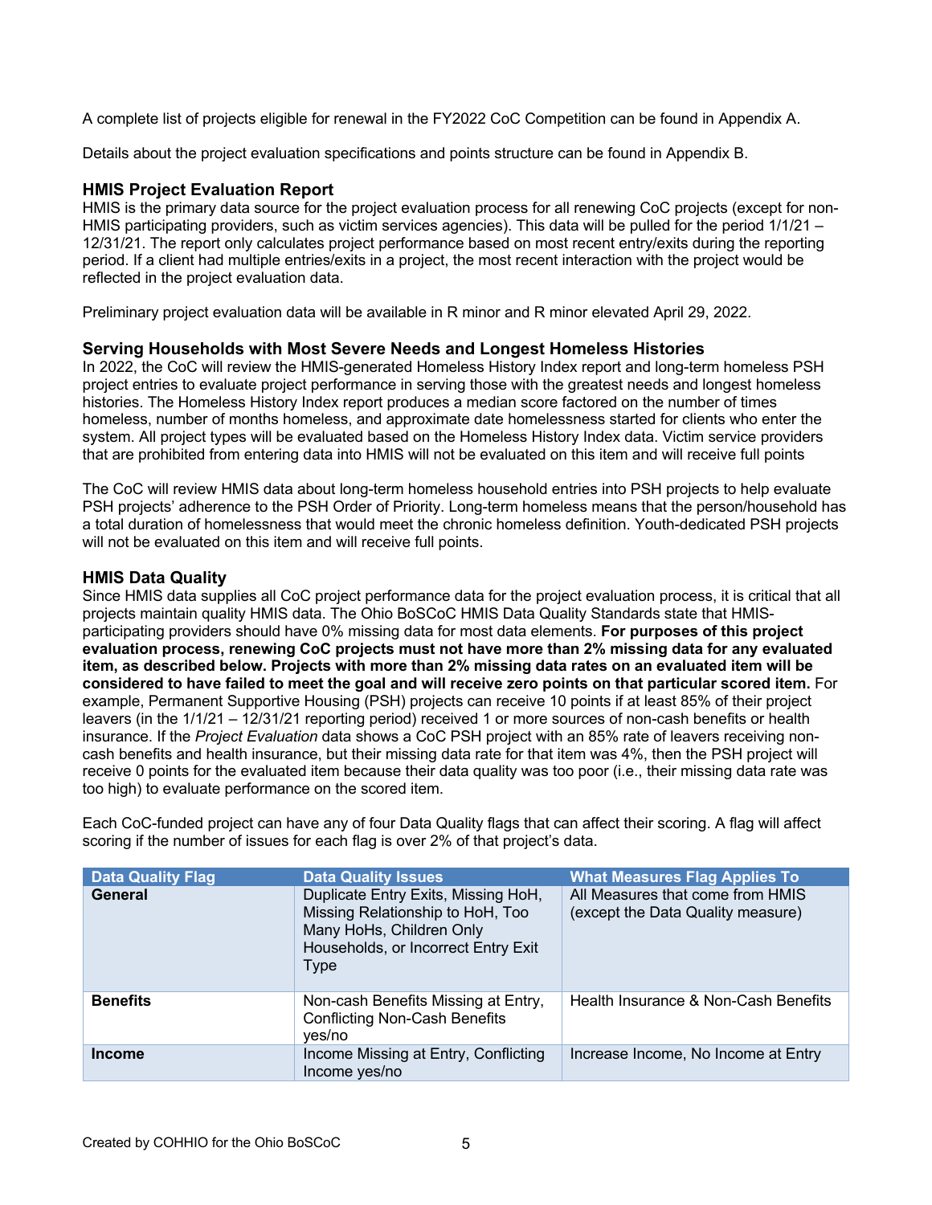A complete list of projects eligible for renewal in the FY2022 CoC Competition can be found in Appendix A.

Details about the project evaluation specifications and points structure can be found in Appendix B.

### HMIS Project Evaluation Report

HMIS is the primary data source for the project evaluation process for all renewing CoC projects (except for non-HMIS participating providers, such as victim services agencies). This data will be pulled for the period 1/1/21 – 12/31/21. The report only calculates project performance based on most recent entry/exits during the reporting period. If a client had multiple entries/exits in a project, the most recent interaction with the project would be reflected in the project evaluation data.

Preliminary project evaluation data will be available in R minor and R minor elevated April 29, 2022.

### Serving Households with Most Severe Needs and Longest Homeless Histories

In 2022, the CoC will review the HMIS-generated Homeless History Index report and long-term homeless PSH project entries to evaluate project performance in serving those with the greatest needs and longest homeless histories. The Homeless History Index report produces a median score factored on the number of times homeless, number of months homeless, and approximate date homelessness started for clients who enter the system. All project types will be evaluated based on the Homeless History Index data. Victim service providers that are prohibited from entering data into HMIS will not be evaluated on this item and will receive full points

The CoC will review HMIS data about long-term homeless household entries into PSH projects to help evaluate PSH projects' adherence to the PSH Order of Priority. Long-term homeless means that the person/household has a total duration of homelessness that would meet the chronic homeless definition. Youth-dedicated PSH projects will not be evaluated on this item and will receive full points.

### HMIS Data Quality

Since HMIS data supplies all CoC project performance data for the project evaluation process, it is critical that all projects maintain quality HMIS data. The Ohio BoSCoC HMIS Data Quality Standards state that HMIS-participating providers should have 0% missing data for most data elements. **For purposes of this project evaluation process, renewing CoC projects must not have more than 2% missing data for any evaluated item, as described below. Projects with more than 2% missing data rates on an evaluated item will be considered to have failed to meet the goal and will receive zero points on that particular scored item.** For example, Permanent Supportive Housing (PSH) projects can receive 10 points if at least 85% of their project leavers (in the 1/1/21 – 12/31/21 reporting period) received 1 or more sources of non-cash benefits or health insurance. If the *Project Evaluation* data shows a CoC PSH project with an 85% rate of leavers receiving non-cash benefits and health insurance, but their missing data rate for that item was 4%, then the PSH project will receive 0 points for the evaluated item because their data quality was too poor (i.e., their missing data rate was too high) to evaluate performance on the scored item.

Each CoC-funded project can have any of four Data Quality flags that can affect their scoring. A flag will affect scoring if the number of issues for each flag is over 2% of that project's data.

| Data Quality Flag | Data Quality Issues | What Measures Flag Applies To |
|---|---|---|
| **General** | Duplicate Entry Exits, Missing HoH, Missing Relationship to HoH, Too Many HoHs, Children Only Households, or Incorrect Entry Exit Type | All Measures that come from HMIS (except the Data Quality measure) |
| **Benefits** | Non-cash Benefits Missing at Entry, Conflicting Non-Cash Benefits yes/no | Health Insurance & Non-Cash Benefits |
| **Income** | Income Missing at Entry, Conflicting Income yes/no | Increase Income, No Income at Entry |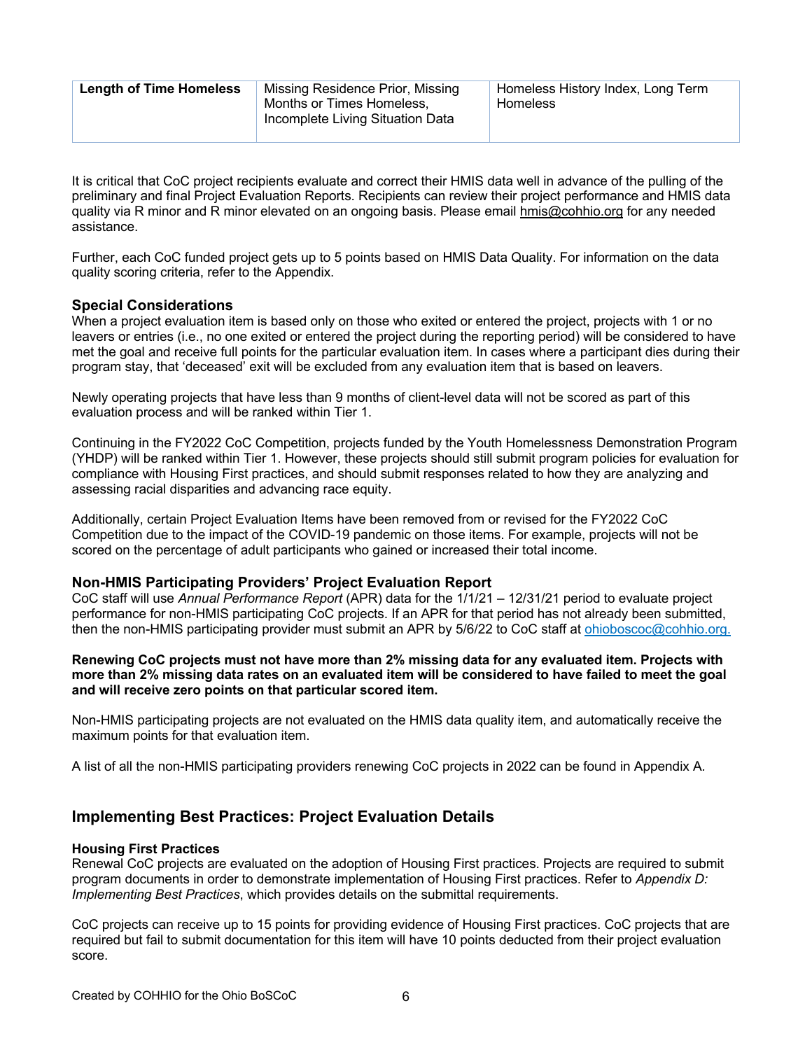| Length of Time Homeless | Missing Residence Prior, Missing Months or Times Homeless, Incomplete Living Situation Data | Homeless History Index, Long Term Homeless |
|---|---|---|

It is critical that CoC project recipients evaluate and correct their HMIS data well in advance of the pulling of the preliminary and final Project Evaluation Reports. Recipients can review their project performance and HMIS data quality via R minor and R minor elevated on an ongoing basis. Please email hmis@cohhio.org for any needed assistance.

Further, each CoC funded project gets up to 5 points based on HMIS Data Quality. For information on the data quality scoring criteria, refer to the Appendix.

### Special Considerations

When a project evaluation item is based only on those who exited or entered the project, projects with 1 or no leavers or entries (i.e., no one exited or entered the project during the reporting period) will be considered to have met the goal and receive full points for the particular evaluation item. In cases where a participant dies during their program stay, that 'deceased' exit will be excluded from any evaluation item that is based on leavers.

Newly operating projects that have less than 9 months of client-level data will not be scored as part of this evaluation process and will be ranked within Tier 1.

Continuing in the FY2022 CoC Competition, projects funded by the Youth Homelessness Demonstration Program (YHDP) will be ranked within Tier 1. However, these projects should still submit program policies for evaluation for compliance with Housing First practices, and should submit responses related to how they are analyzing and assessing racial disparities and advancing race equity.

Additionally, certain Project Evaluation Items have been removed from or revised for the FY2022 CoC Competition due to the impact of the COVID-19 pandemic on those items. For example, projects will not be scored on the percentage of adult participants who gained or increased their total income.

### Non-HMIS Participating Providers' Project Evaluation Report

CoC staff will use *Annual Performance Report* (APR) data for the 1/1/21 – 12/31/21 period to evaluate project performance for non-HMIS participating CoC projects. If an APR for that period has not already been submitted, then the non-HMIS participating provider must submit an APR by 5/6/22 to CoC staff at ohioboscoc@cohhio.org.

**Renewing CoC projects must not have more than 2% missing data for any evaluated item. Projects with more than 2% missing data rates on an evaluated item will be considered to have failed to meet the goal and will receive zero points on that particular scored item.**

Non-HMIS participating projects are not evaluated on the HMIS data quality item, and automatically receive the maximum points for that evaluation item.

A list of all the non-HMIS participating providers renewing CoC projects in 2022 can be found in Appendix A.

## Implementing Best Practices: Project Evaluation Details

### Housing First Practices

Renewal CoC projects are evaluated on the adoption of Housing First practices. Projects are required to submit program documents in order to demonstrate implementation of Housing First practices. Refer to *Appendix D: Implementing Best Practices*, which provides details on the submittal requirements.

CoC projects can receive up to 15 points for providing evidence of Housing First practices. CoC projects that are required but fail to submit documentation for this item will have 10 points deducted from their project evaluation score.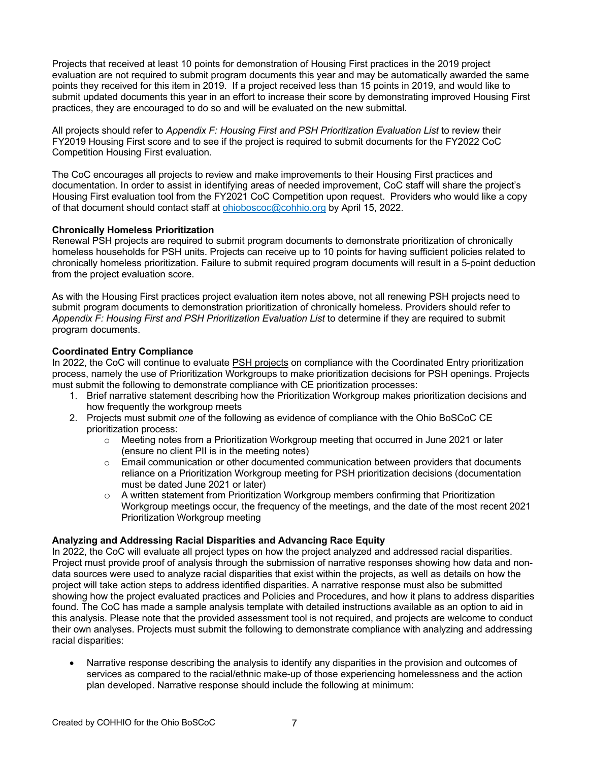Projects that received at least 10 points for demonstration of Housing First practices in the 2019 project evaluation are not required to submit program documents this year and may be automatically awarded the same points they received for this item in 2019. If a project received less than 15 points in 2019, and would like to submit updated documents this year in an effort to increase their score by demonstrating improved Housing First practices, they are encouraged to do so and will be evaluated on the new submittal.

All projects should refer to *Appendix F: Housing First and PSH Prioritization Evaluation List* to review their FY2019 Housing First score and to see if the project is required to submit documents for the FY2022 CoC Competition Housing First evaluation.

The CoC encourages all projects to review and make improvements to their Housing First practices and documentation. In order to assist in identifying areas of needed improvement, CoC staff will share the project's Housing First evaluation tool from the FY2021 CoC Competition upon request. Providers who would like a copy of that document should contact staff at ohioboscoc@cohhio.org by April 15, 2022.

**Chronically Homeless Prioritization**

Renewal PSH projects are required to submit program documents to demonstrate prioritization of chronically homeless households for PSH units. Projects can receive up to 10 points for having sufficient policies related to chronically homeless prioritization. Failure to submit required program documents will result in a 5-point deduction from the project evaluation score.

As with the Housing First practices project evaluation item notes above, not all renewing PSH projects need to submit program documents to demonstration prioritization of chronically homeless. Providers should refer to *Appendix F: Housing First and PSH Prioritization Evaluation List* to determine if they are required to submit program documents.

**Coordinated Entry Compliance**

In 2022, the CoC will continue to evaluate PSH projects on compliance with the Coordinated Entry prioritization process, namely the use of Prioritization Workgroups to make prioritization decisions for PSH openings. Projects must submit the following to demonstrate compliance with CE prioritization processes:

1. Brief narrative statement describing how the Prioritization Workgroup makes prioritization decisions and how frequently the workgroup meets
2. Projects must submit *one* of the following as evidence of compliance with the Ohio BoSCoC CE prioritization process:
   - Meeting notes from a Prioritization Workgroup meeting that occurred in June 2021 or later (ensure no client PII is in the meeting notes)
   - Email communication or other documented communication between providers that documents reliance on a Prioritization Workgroup meeting for PSH prioritization decisions (documentation must be dated June 2021 or later)
   - A written statement from Prioritization Workgroup members confirming that Prioritization Workgroup meetings occur, the frequency of the meetings, and the date of the most recent 2021 Prioritization Workgroup meeting

**Analyzing and Addressing Racial Disparities and Advancing Race Equity**

In 2022, the CoC will evaluate all project types on how the project analyzed and addressed racial disparities. Project must provide proof of analysis through the submission of narrative responses showing how data and non-data sources were used to analyze racial disparities that exist within the projects, as well as details on how the project will take action steps to address identified disparities. A narrative response must also be submitted showing how the project evaluated practices and Policies and Procedures, and how it plans to address disparities found. The CoC has made a sample analysis template with detailed instructions available as an option to aid in this analysis. Please note that the provided assessment tool is not required, and projects are welcome to conduct their own analyses. Projects must submit the following to demonstrate compliance with analyzing and addressing racial disparities:

- Narrative response describing the analysis to identify any disparities in the provision and outcomes of services as compared to the racial/ethnic make-up of those experiencing homelessness and the action plan developed. Narrative response should include the following at minimum: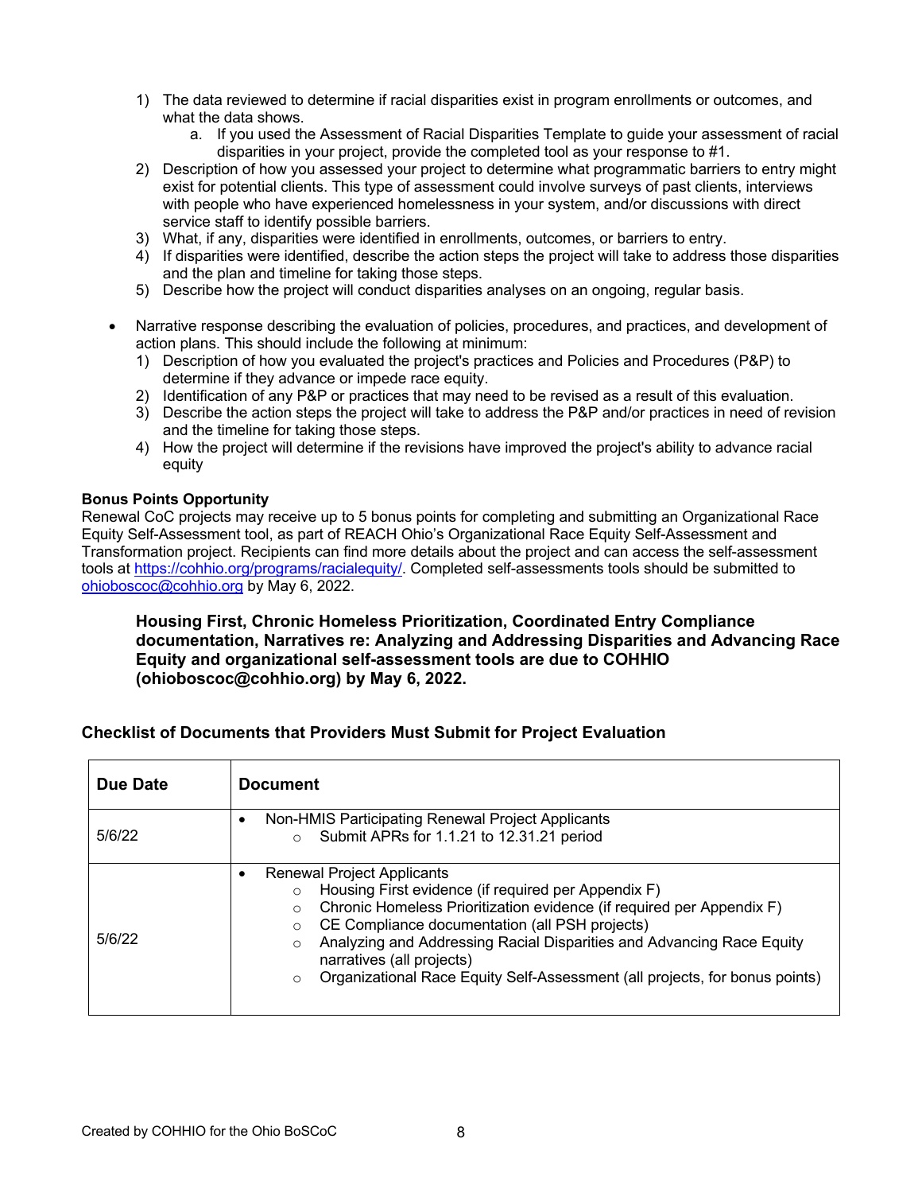1) The data reviewed to determine if racial disparities exist in program enrollments or outcomes, and what the data shows.
    a. If you used the Assessment of Racial Disparities Template to guide your assessment of racial disparities in your project, provide the completed tool as your response to #1.
2) Description of how you assessed your project to determine what programmatic barriers to entry might exist for potential clients. This type of assessment could involve surveys of past clients, interviews with people who have experienced homelessness in your system, and/or discussions with direct service staff to identify possible barriers.
3) What, if any, disparities were identified in enrollments, outcomes, or barriers to entry.
4) If disparities were identified, describe the action steps the project will take to address those disparities and the plan and timeline for taking those steps.
5) Describe how the project will conduct disparities analyses on an ongoing, regular basis.

- Narrative response describing the evaluation of policies, procedures, and practices, and development of action plans. This should include the following at minimum:
  1) Description of how you evaluated the project's practices and Policies and Procedures (P&P) to determine if they advance or impede race equity.
  2) Identification of any P&P or practices that may need to be revised as a result of this evaluation.
  3) Describe the action steps the project will take to address the P&P and/or practices in need of revision and the timeline for taking those steps.
  4) How the project will determine if the revisions have improved the project's ability to advance racial equity

**Bonus Points Opportunity**
Renewal CoC projects may receive up to 5 bonus points for completing and submitting an Organizational Race Equity Self-Assessment tool, as part of REACH Ohio's Organizational Race Equity Self-Assessment and Transformation project. Recipients can find more details about the project and can access the self-assessment tools at https://cohhio.org/programs/racialequity/. Completed self-assessments tools should be submitted to ohioboscoc@cohhio.org by May 6, 2022.

**Housing First, Chronic Homeless Prioritization, Coordinated Entry Compliance documentation, Narratives re: Analyzing and Addressing Disparities and Advancing Race Equity and organizational self-assessment tools are due to COHHIO (ohioboscoc@cohhio.org) by May 6, 2022.**

### Checklist of Documents that Providers Must Submit for Project Evaluation

| Due Date | Document |
|---|---|
| 5/6/22 | • Non-HMIS Participating Renewal Project Applicants<br>  ○ Submit APRs for 1.1.21 to 12.31.21 period |
| 5/6/22 | • Renewal Project Applicants<br>  ○ Housing First evidence (if required per Appendix F)<br>  ○ Chronic Homeless Prioritization evidence (if required per Appendix F)<br>  ○ CE Compliance documentation (all PSH projects)<br>  ○ Analyzing and Addressing Racial Disparities and Advancing Race Equity narratives (all projects)<br>  ○ Organizational Race Equity Self-Assessment (all projects, for bonus points) |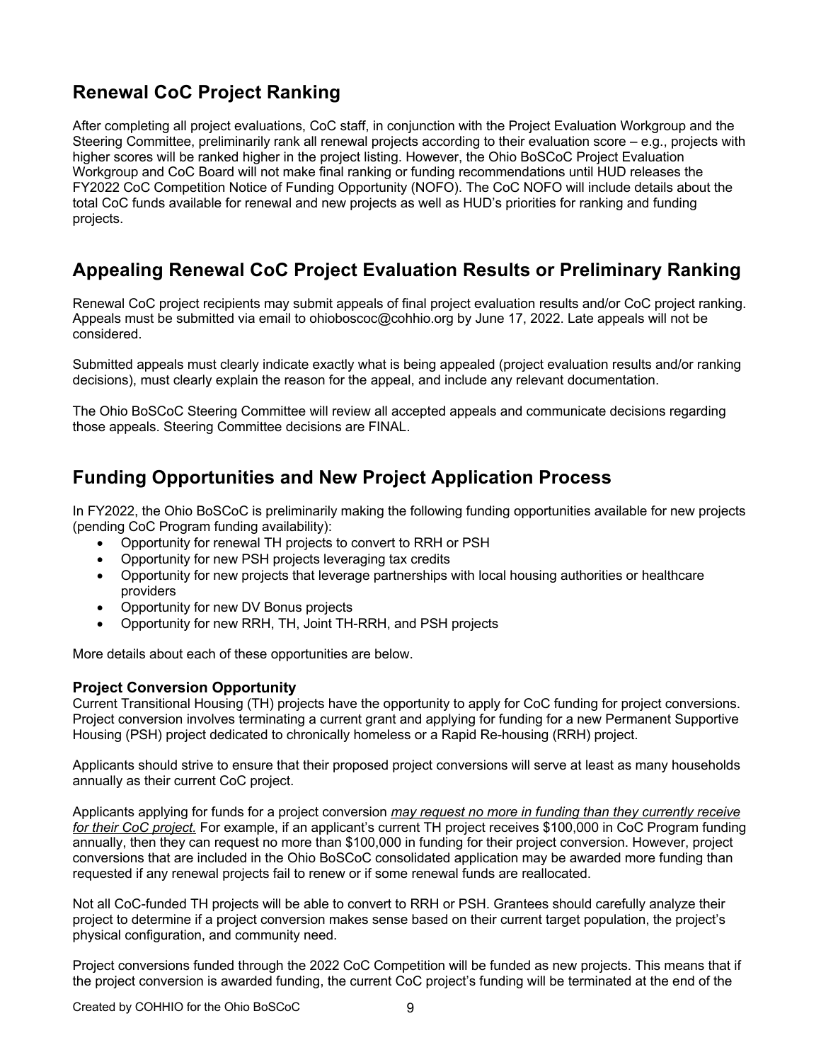## Renewal CoC Project Ranking

After completing all project evaluations, CoC staff, in conjunction with the Project Evaluation Workgroup and the Steering Committee, preliminarily rank all renewal projects according to their evaluation score – e.g., projects with higher scores will be ranked higher in the project listing. However, the Ohio BoSCoC Project Evaluation Workgroup and CoC Board will not make final ranking or funding recommendations until HUD releases the FY2022 CoC Competition Notice of Funding Opportunity (NOFO). The CoC NOFO will include details about the total CoC funds available for renewal and new projects as well as HUD's priorities for ranking and funding projects.

## Appealing Renewal CoC Project Evaluation Results or Preliminary Ranking

Renewal CoC project recipients may submit appeals of final project evaluation results and/or CoC project ranking. Appeals must be submitted via email to ohioboscoc@cohhio.org by June 17, 2022. Late appeals will not be considered.

Submitted appeals must clearly indicate exactly what is being appealed (project evaluation results and/or ranking decisions), must clearly explain the reason for the appeal, and include any relevant documentation.

The Ohio BoSCoC Steering Committee will review all accepted appeals and communicate decisions regarding those appeals. Steering Committee decisions are FINAL.

## Funding Opportunities and New Project Application Process

In FY2022, the Ohio BoSCoC is preliminarily making the following funding opportunities available for new projects (pending CoC Program funding availability):

- Opportunity for renewal TH projects to convert to RRH or PSH
- Opportunity for new PSH projects leveraging tax credits
- Opportunity for new projects that leverage partnerships with local housing authorities or healthcare providers
- Opportunity for new DV Bonus projects
- Opportunity for new RRH, TH, Joint TH-RRH, and PSH projects

More details about each of these opportunities are below.

### Project Conversion Opportunity

Current Transitional Housing (TH) projects have the opportunity to apply for CoC funding for project conversions. Project conversion involves terminating a current grant and applying for funding for a new Permanent Supportive Housing (PSH) project dedicated to chronically homeless or a Rapid Re-housing (RRH) project.

Applicants should strive to ensure that their proposed project conversions will serve at least as many households annually as their current CoC project.

Applicants applying for funds for a project conversion ***may request no more in funding than they currently receive for their CoC project.*** For example, if an applicant's current TH project receives $100,000 in CoC Program funding annually, then they can request no more than $100,000 in funding for their project conversion. However, project conversions that are included in the Ohio BoSCoC consolidated application may be awarded more funding than requested if any renewal projects fail to renew or if some renewal funds are reallocated.

Not all CoC-funded TH projects will be able to convert to RRH or PSH. Grantees should carefully analyze their project to determine if a project conversion makes sense based on their current target population, the project's physical configuration, and community need.

Project conversions funded through the 2022 CoC Competition will be funded as new projects. This means that if the project conversion is awarded funding, the current CoC project's funding will be terminated at the end of the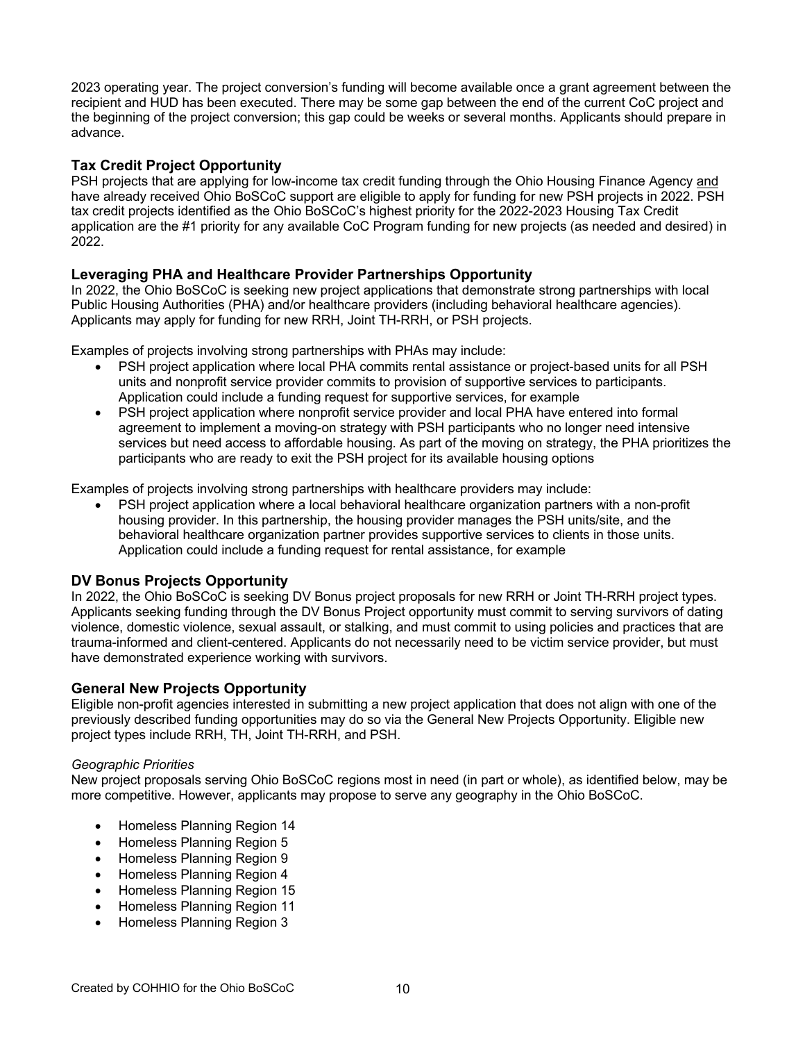2023 operating year. The project conversion's funding will become available once a grant agreement between the recipient and HUD has been executed. There may be some gap between the end of the current CoC project and the beginning of the project conversion; this gap could be weeks or several months. Applicants should prepare in advance.

### Tax Credit Project Opportunity

PSH projects that are applying for low-income tax credit funding through the Ohio Housing Finance Agency and have already received Ohio BoSCoC support are eligible to apply for funding for new PSH projects in 2022. PSH tax credit projects identified as the Ohio BoSCoC's highest priority for the 2022-2023 Housing Tax Credit application are the #1 priority for any available CoC Program funding for new projects (as needed and desired) in 2022.

### Leveraging PHA and Healthcare Provider Partnerships Opportunity

In 2022, the Ohio BoSCoC is seeking new project applications that demonstrate strong partnerships with local Public Housing Authorities (PHA) and/or healthcare providers (including behavioral healthcare agencies). Applicants may apply for funding for new RRH, Joint TH-RRH, or PSH projects.

Examples of projects involving strong partnerships with PHAs may include:

- PSH project application where local PHA commits rental assistance or project-based units for all PSH units and nonprofit service provider commits to provision of supportive services to participants. Application could include a funding request for supportive services, for example
- PSH project application where nonprofit service provider and local PHA have entered into formal agreement to implement a moving-on strategy with PSH participants who no longer need intensive services but need access to affordable housing. As part of the moving on strategy, the PHA prioritizes the participants who are ready to exit the PSH project for its available housing options

Examples of projects involving strong partnerships with healthcare providers may include:

- PSH project application where a local behavioral healthcare organization partners with a non-profit housing provider. In this partnership, the housing provider manages the PSH units/site, and the behavioral healthcare organization partner provides supportive services to clients in those units. Application could include a funding request for rental assistance, for example

### DV Bonus Projects Opportunity

In 2022, the Ohio BoSCoC is seeking DV Bonus project proposals for new RRH or Joint TH-RRH project types. Applicants seeking funding through the DV Bonus Project opportunity must commit to serving survivors of dating violence, domestic violence, sexual assault, or stalking, and must commit to using policies and practices that are trauma-informed and client-centered. Applicants do not necessarily need to be victim service provider, but must have demonstrated experience working with survivors.

### General New Projects Opportunity

Eligible non-profit agencies interested in submitting a new project application that does not align with one of the previously described funding opportunities may do so via the General New Projects Opportunity. Eligible new project types include RRH, TH, Joint TH-RRH, and PSH.

*Geographic Priorities*

New project proposals serving Ohio BoSCoC regions most in need (in part or whole), as identified below, may be more competitive. However, applicants may propose to serve any geography in the Ohio BoSCoC.

- Homeless Planning Region 14
- Homeless Planning Region 5
- Homeless Planning Region 9
- Homeless Planning Region 4
- Homeless Planning Region 15
- Homeless Planning Region 11
- Homeless Planning Region 3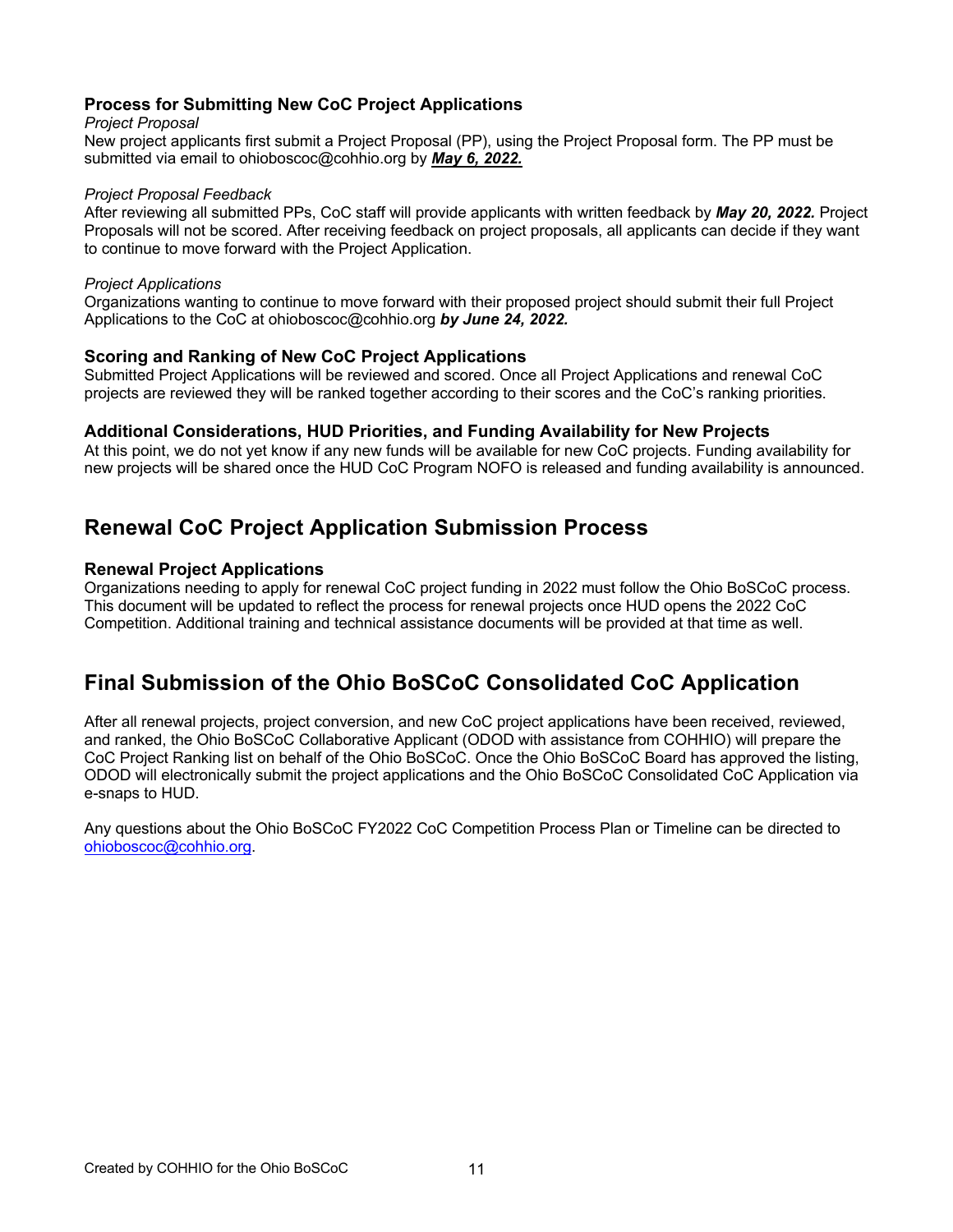### Process for Submitting New CoC Project Applications

*Project Proposal*

New project applicants first submit a Project Proposal (PP), using the Project Proposal form. The PP must be submitted via email to ohioboscoc@cohhio.org by ***May 6, 2022.***

*Project Proposal Feedback*

After reviewing all submitted PPs, CoC staff will provide applicants with written feedback by ***May 20, 2022.*** Project Proposals will not be scored. After receiving feedback on project proposals, all applicants can decide if they want to continue to move forward with the Project Application.

*Project Applications*

Organizations wanting to continue to move forward with their proposed project should submit their full Project Applications to the CoC at ohioboscoc@cohhio.org ***by June 24, 2022.***

### Scoring and Ranking of New CoC Project Applications

Submitted Project Applications will be reviewed and scored. Once all Project Applications and renewal CoC projects are reviewed they will be ranked together according to their scores and the CoC's ranking priorities.

### Additional Considerations, HUD Priorities, and Funding Availability for New Projects

At this point, we do not yet know if any new funds will be available for new CoC projects. Funding availability for new projects will be shared once the HUD CoC Program NOFO is released and funding availability is announced.

## Renewal CoC Project Application Submission Process

### Renewal Project Applications

Organizations needing to apply for renewal CoC project funding in 2022 must follow the Ohio BoSCoC process. This document will be updated to reflect the process for renewal projects once HUD opens the 2022 CoC Competition. Additional training and technical assistance documents will be provided at that time as well.

## Final Submission of the Ohio BoSCoC Consolidated CoC Application

After all renewal projects, project conversion, and new CoC project applications have been received, reviewed, and ranked, the Ohio BoSCoC Collaborative Applicant (ODOD with assistance from COHHIO) will prepare the CoC Project Ranking list on behalf of the Ohio BoSCoC. Once the Ohio BoSCoC Board has approved the listing, ODOD will electronically submit the project applications and the Ohio BoSCoC Consolidated CoC Application via e-snaps to HUD.

Any questions about the Ohio BoSCoC FY2022 CoC Competition Process Plan or Timeline can be directed to ohioboscoc@cohhio.org.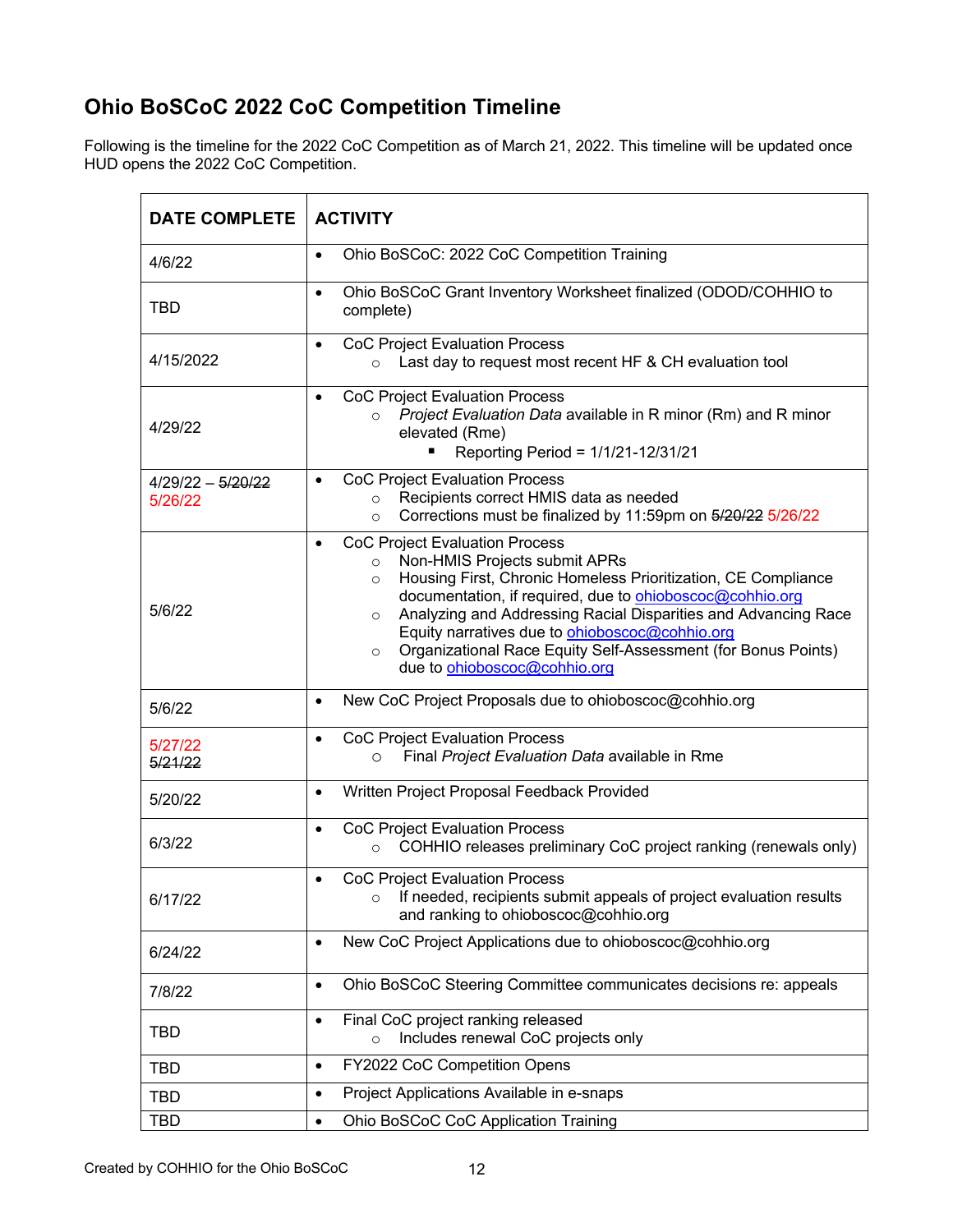# Ohio BoSCoC 2022 CoC Competition Timeline

Following is the timeline for the 2022 CoC Competition as of March 21, 2022. This timeline will be updated once HUD opens the 2022 CoC Competition.

| DATE COMPLETE | ACTIVITY |
|---|---|
| 4/6/22 | • Ohio BoSCoC: 2022 CoC Competition Training |
| TBD | • Ohio BoSCoC Grant Inventory Worksheet finalized (ODOD/COHHIO to complete) |
| 4/15/2022 | • CoC Project Evaluation Process<br>  ○ Last day to request most recent HF & CH evaluation tool |
| 4/29/22 | • CoC Project Evaluation Process<br>  ○ *Project Evaluation Data* available in R minor (Rm) and R minor elevated (Rme)<br>    ▪ Reporting Period = 1/1/21-12/31/21 |
| 4/29/22 – ~~5/20/22~~ 5/26/22 | • CoC Project Evaluation Process<br>  ○ Recipients correct HMIS data as needed<br>  ○ Corrections must be finalized by 11:59pm on ~~5/20/22~~ 5/26/22 |
| 5/6/22 | • CoC Project Evaluation Process<br>  ○ Non-HMIS Projects submit APRs<br>  ○ Housing First, Chronic Homeless Prioritization, CE Compliance documentation, if required, due to ohioboscoc@cohhio.org<br>  ○ Analyzing and Addressing Racial Disparities and Advancing Race Equity narratives due to ohioboscoc@cohhio.org<br>  ○ Organizational Race Equity Self-Assessment (for Bonus Points) due to ohioboscoc@cohhio.org |
| 5/6/22 | • New CoC Project Proposals due to ohioboscoc@cohhio.org |
| 5/27/22 ~~5/21/22~~ | • CoC Project Evaluation Process<br>  ○ Final *Project Evaluation Data* available in Rme |
| 5/20/22 | • Written Project Proposal Feedback Provided |
| 6/3/22 | • CoC Project Evaluation Process<br>  ○ COHHIO releases preliminary CoC project ranking (renewals only) |
| 6/17/22 | • CoC Project Evaluation Process<br>  ○ If needed, recipients submit appeals of project evaluation results and ranking to ohioboscoc@cohhio.org |
| 6/24/22 | • New CoC Project Applications due to ohioboscoc@cohhio.org |
| 7/8/22 | • Ohio BoSCoC Steering Committee communicates decisions re: appeals |
| TBD | • Final CoC project ranking released<br>  ○ Includes renewal CoC projects only |
| TBD | • FY2022 CoC Competition Opens |
| TBD | • Project Applications Available in e-snaps |
| TBD | • Ohio BoSCoC CoC Application Training |

Created by COHHIO for the Ohio BoSCoC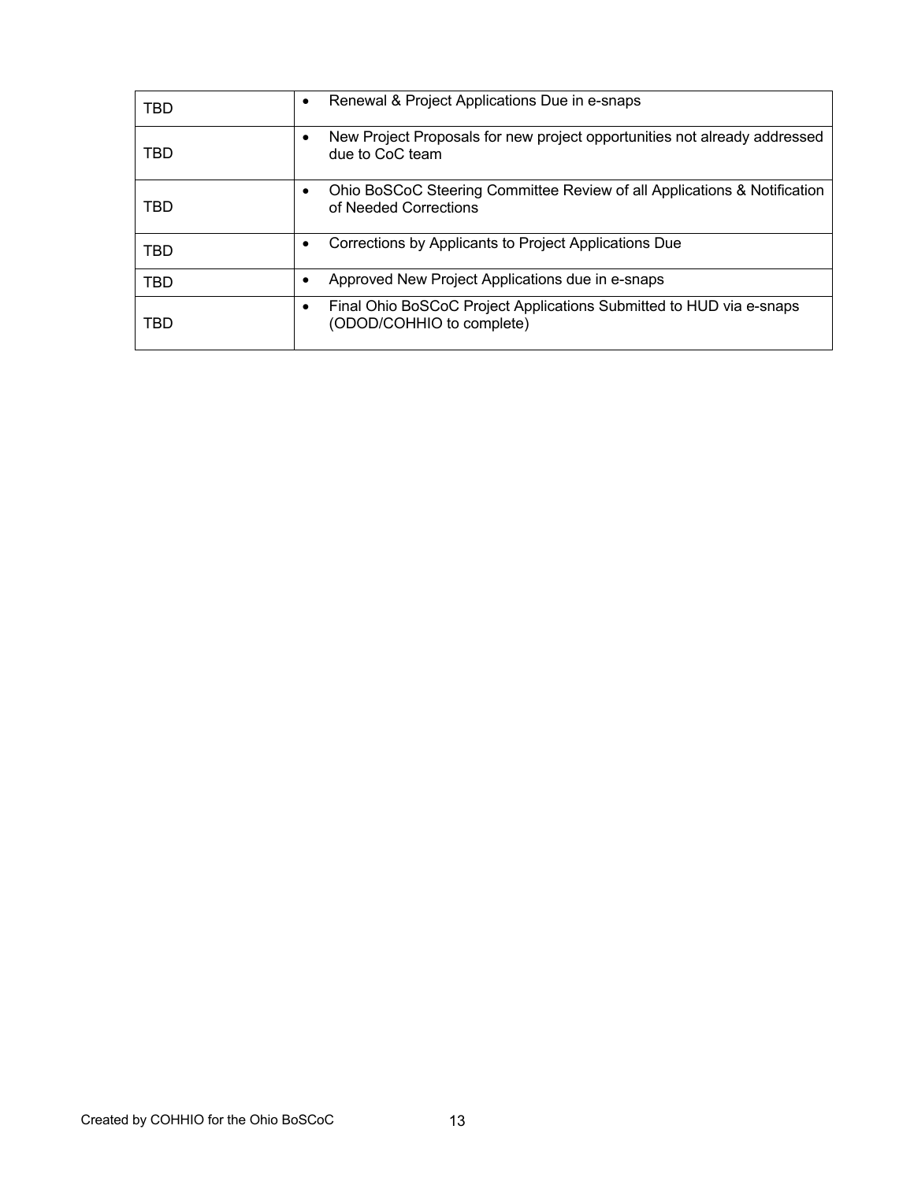| | |
|---|---|
| TBD | • Renewal & Project Applications Due in e-snaps |
| TBD | • New Project Proposals for new project opportunities not already addressed due to CoC team |
| TBD | • Ohio BoSCoC Steering Committee Review of all Applications & Notification of Needed Corrections |
| TBD | • Corrections by Applicants to Project Applications Due |
| TBD | • Approved New Project Applications due in e-snaps |
| TBD | • Final Ohio BoSCoC Project Applications Submitted to HUD via e-snaps (ODOD/COHHIO to complete) |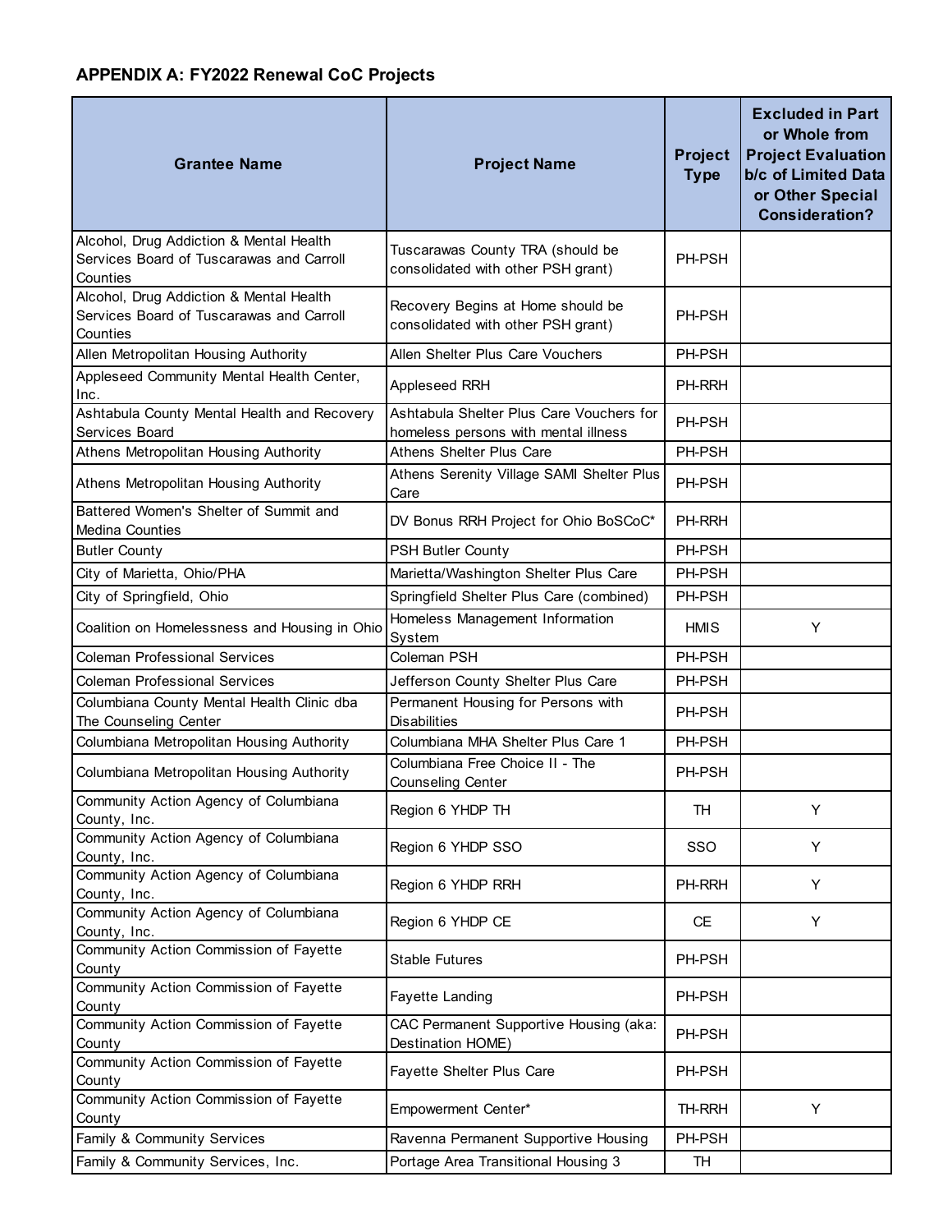## APPENDIX A: FY2022 Renewal CoC Projects

| Grantee Name | Project Name | Project Type | Excluded in Part or Whole from Project Evaluation b/c of Limited Data or Other Special Consideration? |
|---|---|---|---|
| Alcohol, Drug Addiction & Mental Health Services Board of Tuscarawas and Carroll Counties | Tuscarawas County TRA (should be consolidated with other PSH grant) | PH-PSH | |
| Alcohol, Drug Addiction & Mental Health Services Board of Tuscarawas and Carroll Counties | Recovery Begins at Home should be consolidated with other PSH grant) | PH-PSH | |
| Allen Metropolitan Housing Authority | Allen Shelter Plus Care Vouchers | PH-PSH | |
| Appleseed Community Mental Health Center, Inc. | Appleseed RRH | PH-RRH | |
| Ashtabula County Mental Health and Recovery Services Board | Ashtabula Shelter Plus Care Vouchers for homeless persons with mental illness | PH-PSH | |
| Athens Metropolitan Housing Authority | Athens Shelter Plus Care | PH-PSH | |
| Athens Metropolitan Housing Authority | Athens Serenity Village SAMI Shelter Plus Care | PH-PSH | |
| Battered Women's Shelter of Summit and Medina Counties | DV Bonus RRH Project for Ohio BoSCoC* | PH-RRH | |
| Butler County | PSH Butler County | PH-PSH | |
| City of Marietta, Ohio/PHA | Marietta/Washington Shelter Plus Care | PH-PSH | |
| City of Springfield, Ohio | Springfield Shelter Plus Care (combined) | PH-PSH | |
| Coalition on Homelessness and Housing in Ohio | Homeless Management Information System | HMIS | Y |
| Coleman Professional Services | Coleman PSH | PH-PSH | |
| Coleman Professional Services | Jefferson County Shelter Plus Care | PH-PSH | |
| Columbiana County Mental Health Clinic dba The Counseling Center | Permanent Housing for Persons with Disabilities | PH-PSH | |
| Columbiana Metropolitan Housing Authority | Columbiana MHA Shelter Plus Care 1 | PH-PSH | |
| Columbiana Metropolitan Housing Authority | Columbiana Free Choice II - The Counseling Center | PH-PSH | |
| Community Action Agency of Columbiana County, Inc. | Region 6 YHDP TH | TH | Y |
| Community Action Agency of Columbiana County, Inc. | Region 6 YHDP SSO | SSO | Y |
| Community Action Agency of Columbiana County, Inc. | Region 6 YHDP RRH | PH-RRH | Y |
| Community Action Agency of Columbiana County, Inc. | Region 6 YHDP CE | CE | Y |
| Community Action Commission of Fayette County | Stable Futures | PH-PSH | |
| Community Action Commission of Fayette County | Fayette Landing | PH-PSH | |
| Community Action Commission of Fayette County | CAC Permanent Supportive Housing (aka: Destination HOME) | PH-PSH | |
| Community Action Commission of Fayette County | Fayette Shelter Plus Care | PH-PSH | |
| Community Action Commission of Fayette County | Empowerment Center* | TH-RRH | Y |
| Family & Community Services | Ravenna Permanent Supportive Housing | PH-PSH | |
| Family & Community Services, Inc. | Portage Area Transitional Housing 3 | TH | |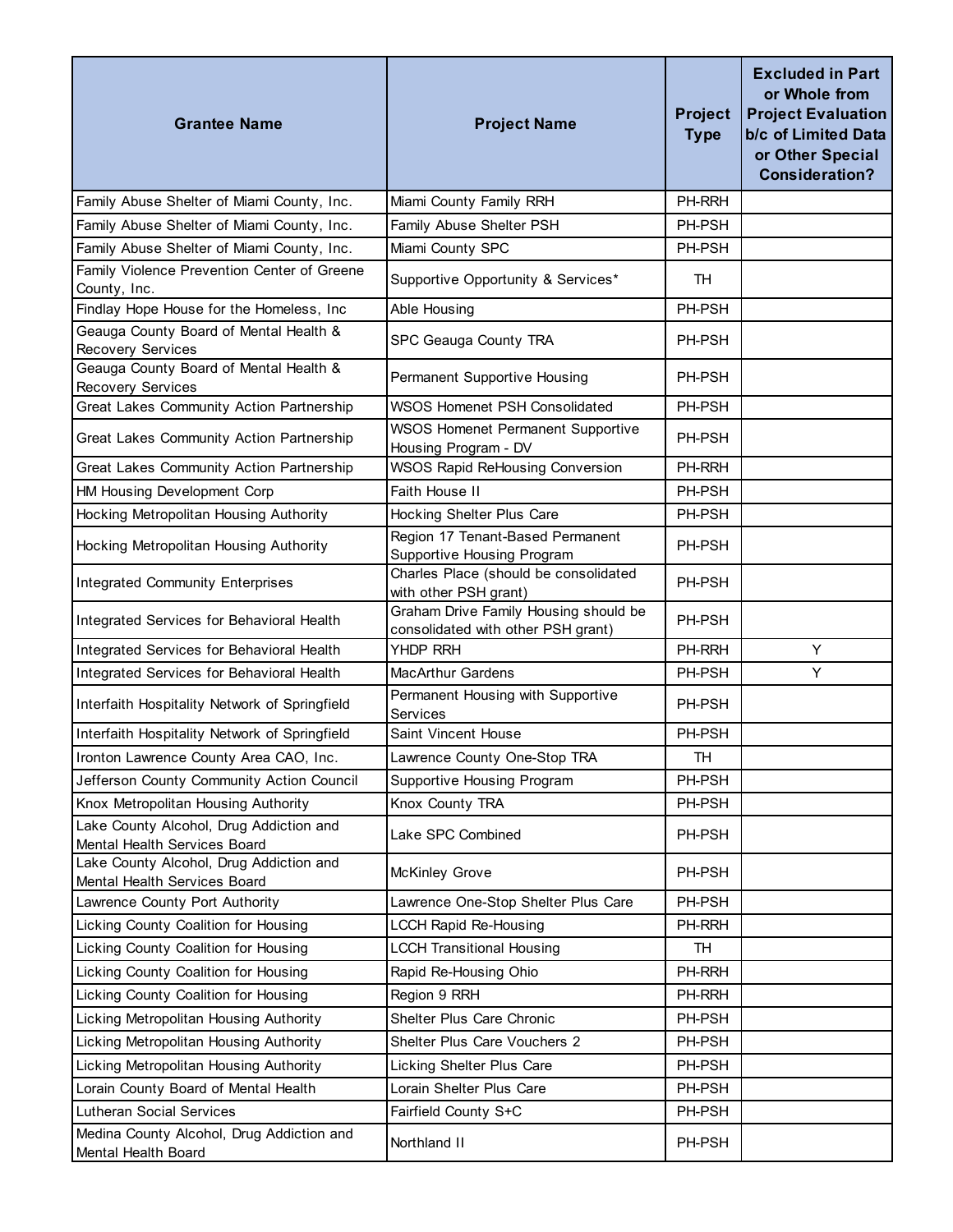| Grantee Name | Project Name | Project Type | Excluded in Part or Whole from Project Evaluation b/c of Limited Data or Other Special Consideration? |
|---|---|---|---|
| Family Abuse Shelter of Miami County, Inc. | Miami County Family RRH | PH-RRH | |
| Family Abuse Shelter of Miami County, Inc. | Family Abuse Shelter PSH | PH-PSH | |
| Family Abuse Shelter of Miami County, Inc. | Miami County SPC | PH-PSH | |
| Family Violence Prevention Center of Greene County, Inc. | Supportive Opportunity & Services* | TH | |
| Findlay Hope House for the Homeless, Inc | Able Housing | PH-PSH | |
| Geauga County Board of Mental Health & Recovery Services | SPC Geauga County TRA | PH-PSH | |
| Geauga County Board of Mental Health & Recovery Services | Permanent Supportive Housing | PH-PSH | |
| Great Lakes Community Action Partnership | WSOS Homenet PSH Consolidated | PH-PSH | |
| Great Lakes Community Action Partnership | WSOS Homenet Permanent Supportive Housing Program - DV | PH-PSH | |
| Great Lakes Community Action Partnership | WSOS Rapid ReHousing Conversion | PH-RRH | |
| HM Housing Development Corp | Faith House II | PH-PSH | |
| Hocking Metropolitan Housing Authority | Hocking Shelter Plus Care | PH-PSH | |
| Hocking Metropolitan Housing Authority | Region 17 Tenant-Based Permanent Supportive Housing Program | PH-PSH | |
| Integrated Community Enterprises | Charles Place (should be consolidated with other PSH grant) | PH-PSH | |
| Integrated Services for Behavioral Health | Graham Drive Family Housing should be consolidated with other PSH grant) | PH-PSH | |
| Integrated Services for Behavioral Health | YHDP RRH | PH-RRH | Y |
| Integrated Services for Behavioral Health | MacArthur Gardens | PH-PSH | Y |
| Interfaith Hospitality Network of Springfield | Permanent Housing with Supportive Services | PH-PSH | |
| Interfaith Hospitality Network of Springfield | Saint Vincent House | PH-PSH | |
| Ironton Lawrence County Area CAO, Inc. | Lawrence County One-Stop TRA | TH | |
| Jefferson County Community Action Council | Supportive Housing Program | PH-PSH | |
| Knox Metropolitan Housing Authority | Knox County TRA | PH-PSH | |
| Lake County Alcohol, Drug Addiction and Mental Health Services Board | Lake SPC Combined | PH-PSH | |
| Lake County Alcohol, Drug Addiction and Mental Health Services Board | McKinley Grove | PH-PSH | |
| Lawrence County Port Authority | Lawrence One-Stop Shelter Plus Care | PH-PSH | |
| Licking County Coalition for Housing | LCCH Rapid Re-Housing | PH-RRH | |
| Licking County Coalition for Housing | LCCH Transitional Housing | TH | |
| Licking County Coalition for Housing | Rapid Re-Housing Ohio | PH-RRH | |
| Licking County Coalition for Housing | Region 9 RRH | PH-RRH | |
| Licking Metropolitan Housing Authority | Shelter Plus Care Chronic | PH-PSH | |
| Licking Metropolitan Housing Authority | Shelter Plus Care Vouchers 2 | PH-PSH | |
| Licking Metropolitan Housing Authority | Licking Shelter Plus Care | PH-PSH | |
| Lorain County Board of Mental Health | Lorain Shelter Plus Care | PH-PSH | |
| Lutheran Social Services | Fairfield County S+C | PH-PSH | |
| Medina County Alcohol, Drug Addiction and Mental Health Board | Northland II | PH-PSH | |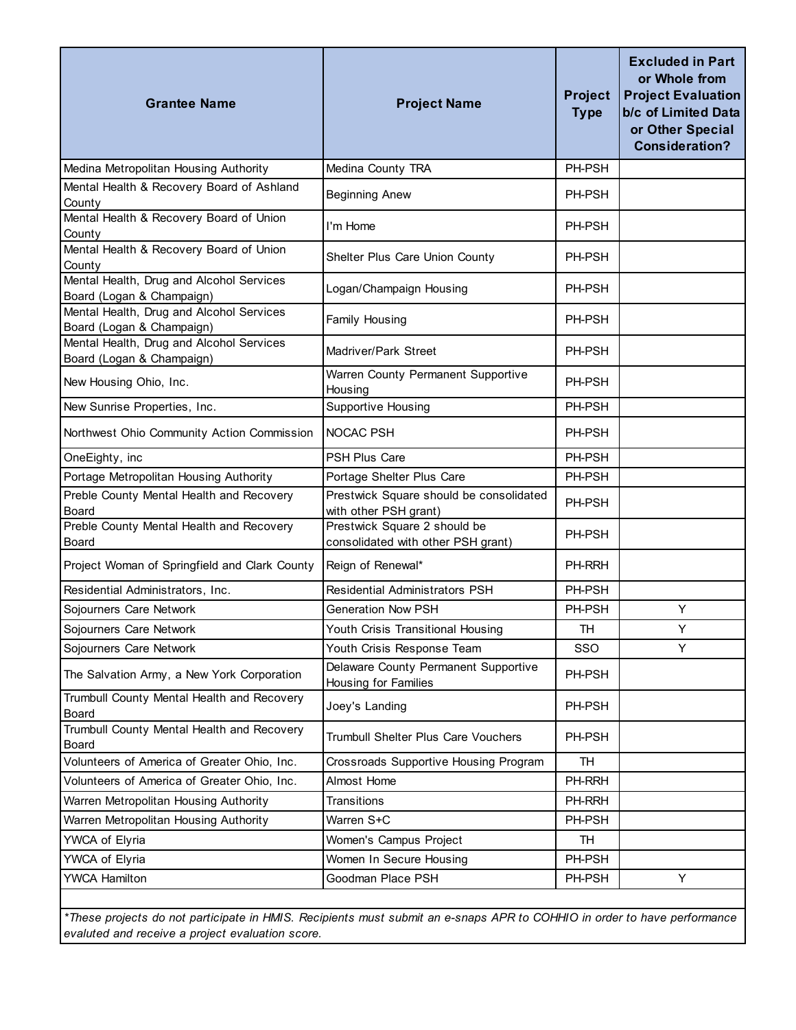| Grantee Name | Project Name | Project Type | Excluded in Part or Whole from Project Evaluation b/c of Limited Data or Other Special Consideration? |
|---|---|---|---|
| Medina Metropolitan Housing Authority | Medina County TRA | PH-PSH | |
| Mental Health & Recovery Board of Ashland County | Beginning Anew | PH-PSH | |
| Mental Health & Recovery Board of Union County | I'm Home | PH-PSH | |
| Mental Health & Recovery Board of Union County | Shelter Plus Care Union County | PH-PSH | |
| Mental Health, Drug and Alcohol Services Board (Logan & Champaign) | Logan/Champaign Housing | PH-PSH | |
| Mental Health, Drug and Alcohol Services Board (Logan & Champaign) | Family Housing | PH-PSH | |
| Mental Health, Drug and Alcohol Services Board (Logan & Champaign) | Madriver/Park Street | PH-PSH | |
| New Housing Ohio, Inc. | Warren County Permanent Supportive Housing | PH-PSH | |
| New Sunrise Properties, Inc. | Supportive Housing | PH-PSH | |
| Northwest Ohio Community Action Commission | NOCAC PSH | PH-PSH | |
| OneEighty, inc | PSH Plus Care | PH-PSH | |
| Portage Metropolitan Housing Authority | Portage Shelter Plus Care | PH-PSH | |
| Preble County Mental Health and Recovery Board | Prestwick Square should be consolidated with other PSH grant) | PH-PSH | |
| Preble County Mental Health and Recovery Board | Prestwick Square 2 should be consolidated with other PSH grant) | PH-PSH | |
| Project Woman of Springfield and Clark County | Reign of Renewal* | PH-RRH | |
| Residential Administrators, Inc. | Residential Administrators PSH | PH-PSH | |
| Sojourners Care Network | Generation Now PSH | PH-PSH | Y |
| Sojourners Care Network | Youth Crisis Transitional Housing | TH | Y |
| Sojourners Care Network | Youth Crisis Response Team | SSO | Y |
| The Salvation Army, a New York Corporation | Delaware County Permanent Supportive Housing for Families | PH-PSH | |
| Trumbull County Mental Health and Recovery Board | Joey's Landing | PH-PSH | |
| Trumbull County Mental Health and Recovery Board | Trumbull Shelter Plus Care Vouchers | PH-PSH | |
| Volunteers of America of Greater Ohio, Inc. | Crossroads Supportive Housing Program | TH | |
| Volunteers of America of Greater Ohio, Inc. | Almost Home | PH-RRH | |
| Warren Metropolitan Housing Authority | Transitions | PH-RRH | |
| Warren Metropolitan Housing Authority | Warren S+C | PH-PSH | |
| YWCA of Elyria | Women's Campus Project | TH | |
| YWCA of Elyria | Women In Secure Housing | PH-PSH | |
| YWCA Hamilton | Goodman Place PSH | PH-PSH | Y |

*These projects do not participate in HMIS. Recipients must submit an e-snaps APR to COHHIO in order to have performance evaluted and receive a project evaluation score.*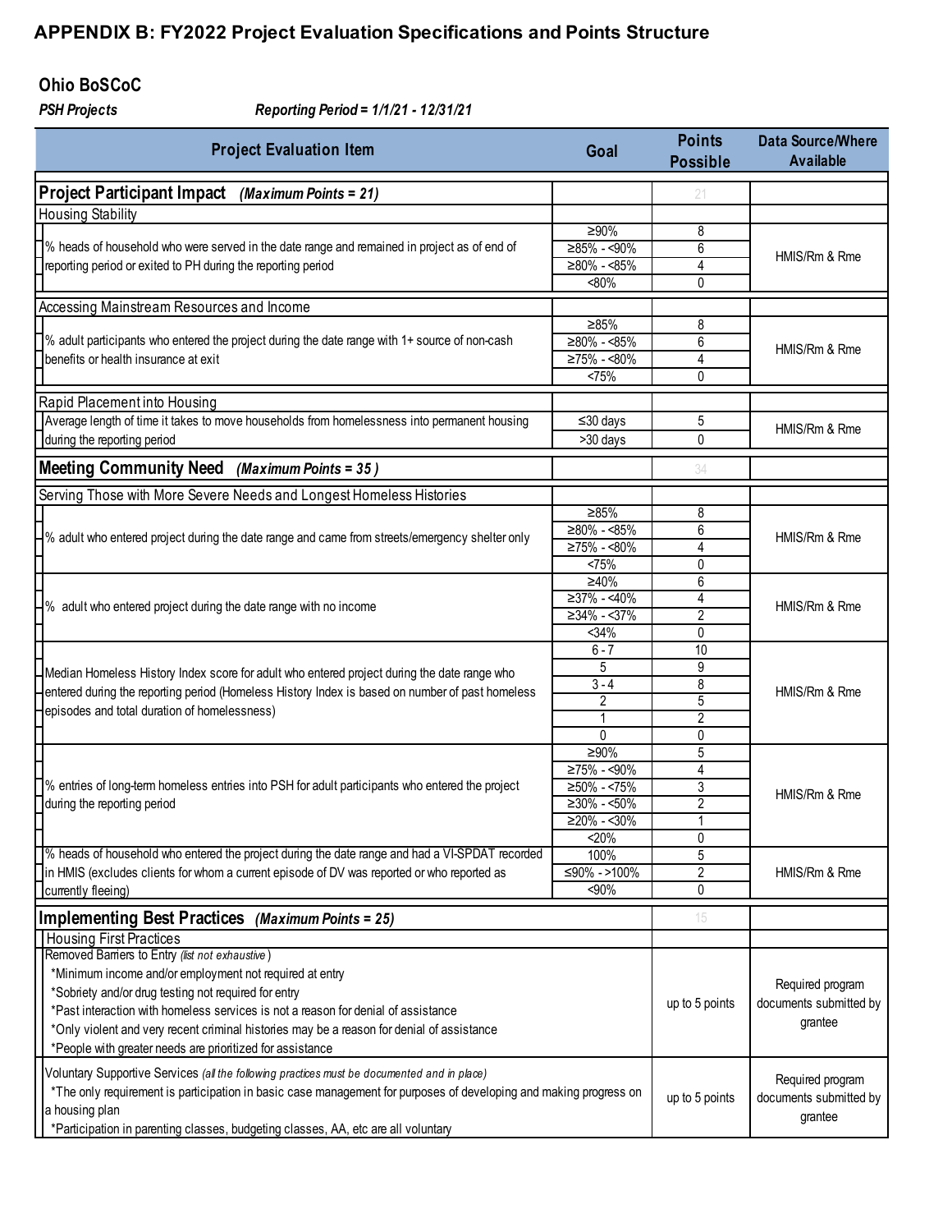# APPENDIX B: FY2022 Project Evaluation Specifications and Points Structure

**Ohio BoSCoC**

***PSH Projects*** ***Reporting Period = 1/1/21 - 12/31/21***

| Project Evaluation Item | Goal | Points Possible | Data Source/Where Available |
|---|---|---|---|
| **Project Participant Impact** ***(Maximum Points = 21)*** | | 21 | |
| Housing Stability | | | |
| % heads of household who were served in the date range and remained in project as of end of reporting period or exited to PH during the reporting period | ≥90% | 8 | HMIS/Rm & Rme |
| | ≥85% - <90% | 6 | |
| | ≥80% - <85% | 4 | |
| | <80% | 0 | |
| Accessing Mainstream Resources and Income | | | |
| % adult participants who entered the project during the date range with 1+ source of non-cash benefits or health insurance at exit | ≥85% | 8 | HMIS/Rm & Rme |
| | ≥80% - <85% | 6 | |
| | ≥75% - <80% | 4 | |
| | <75% | 0 | |
| Rapid Placement into Housing | | | |
| Average length of time it takes to move households from homelessness into permanent housing during the reporting period | ≤30 days | 5 | HMIS/Rm & Rme |
| | >30 days | 0 | |
| **Meeting Community Need** ***(Maximum Points = 35 )*** | | 34 | |
| Serving Those with More Severe Needs and Longest Homeless Histories | | | |
| % adult who entered project during the date range and came from streets/emergency shelter only | ≥85% | 8 | HMIS/Rm & Rme |
| | ≥80% - <85% | 6 | |
| | ≥75% - <80% | 4 | |
| | <75% | 0 | |
| % adult who entered project during the date range with no income | ≥40% | 6 | HMIS/Rm & Rme |
| | ≥37% - <40% | 4 | |
| | ≥34% - <37% | 2 | |
| | <34% | 0 | |
| Median Homeless History Index score for adult who entered project during the date range who entered during the reporting period (Homeless History Index is based on number of past homeless episodes and total duration of homelessness) | 6 - 7 | 10 | HMIS/Rm & Rme |
| | 5 | 9 | |
| | 3 - 4 | 8 | |
| | 2 | 5 | |
| | 1 | 2 | |
| | 0 | 0 | |
| % entries of long-term homeless entries into PSH for adult participants who entered the project during the reporting period | ≥90% | 5 | HMIS/Rm & Rme |
| | ≥75% - <90% | 4 | |
| | ≥50% - <75% | 3 | |
| | ≥30% - <50% | 2 | |
| | ≥20% - <30% | 1 | |
| | <20% | 0 | |
| % heads of household who entered the project during the date range and had a VI-SPDAT recorded in HMIS (excludes clients for whom a current episode of DV was reported or who reported as currently fleeing) | 100% | 5 | HMIS/Rm & Rme |
| | ≤90% - >100% | 2 | |
| | <90% | 0 | |
| **Implementing Best Practices** ***(Maximum Points = 25)*** | | 15 | |
| Housing First Practices | | | |
| Removed Barriers to Entry *(list not exhaustive)*<br>*Minimum income and/or employment not required at entry<br>*Sobriety and/or drug testing not required for entry<br>*Past interaction with homeless services is not a reason for denial of assistance<br>*Only violent and very recent criminal histories may be a reason for denial of assistance<br>*People with greater needs are prioritized for assistance | | up to 5 points | Required program documents submitted by grantee |
| Voluntary Supportive Services *(all the following practices must be documented and in place)*<br>*The only requirement is participation in basic case management for purposes of developing and making progress on a housing plan<br>*Participation in parenting classes, budgeting classes, AA, etc are all voluntary | | up to 5 points | Required program documents submitted by grantee |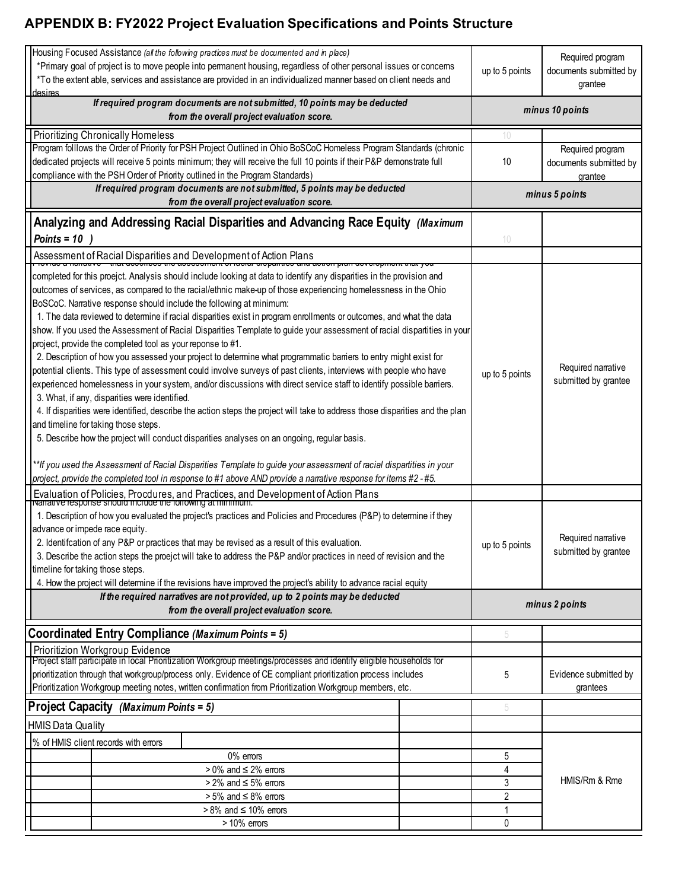## APPENDIX B: FY2022 Project Evaluation Specifications and Points Structure

| Criteria | Points | Source |
|---|---|---|
| Housing Focused Assistance *(all the following practices must be documented and in place)*<br>*Primary goal of project is to move people into permanent housing, regardless of other personal issues or concerns<br>*To the extent able, services and assistance are provided in an individualized manner based on client needs and desires | up to 5 points | Required program documents submitted by grantee |
| ***If required program documents are not submitted, 10 points may be deducted from the overall project evaluation score.*** | ***minus 10 points*** | |
| Prioritizing Chronically Homeless | 10 | |
| Program folllows the Order of Priority for PSH Project Outlined in Ohio BoSCoC Homeless Program Standards (chronic dedicated projects will receive 5 points minimum; they will receive the full 10 points if their P&P demonstrate full compliance with the PSH Order of Priority outlined in the Program Standards) | 10 | Required program documents submitted by grantee |
| ***If required program documents are not submitted, 5 points may be deducted from the overall project evaluation score.*** | ***minus 5 points*** | |
| **Analyzing and Addressing Racial Disparities and Advancing Race Equity *(Maximum Points = 10 )*** | 10 | |
| Assessment of Racial Disparities and Development of Action Plans | | |
| Provide a narrative that describes the assessment of racial disparities and action plan development that you completed for this proejct. Analysis should include looking at data to identify any disparities in the provision and outcomes of services, as compared to the racial/ethnic make-up of those experiencing homelessness in the Ohio BoSCoC. Narrative response should include the following at minimum:<br>1. The data reviewed to determine if racial disparities exist in program enrollments or outcomes, and what the data show. If you used the Assessment of Racial Disparities Template to guide your assessment of racial dispartities in your project, provide the completed tool as your reponse to #1.<br>2. Description of how you assessed your project to determine what programmatic barriers to entry might exist for potential clients. This type of assessment could involve surveys of past clients, interviews with people who have experienced homelessness in your system, and/or discussions with direct service staff to identify possible barriers.<br>3. What, if any, disparities were identified.<br>4. If disparities were identified, describe the action steps the project will take to address those disparities and the plan and timeline for taking those steps.<br>5. Describe how the project will conduct disparities analyses on an ongoing, regular basis.<br><br>***If you used the Assessment of Racial Disparities Template to guide your assessment of racial dispartities in your project, provide the completed tool in response to #1 above AND provide a narrative response for items #2 - #5.* | up to 5 points | Required narrative submitted by grantee |
| Evaluation of Policies, Procdures, and Practices, and Development of Action Plans | | |
| Narrative response should include the following at minimum:<br>1. Description of how you evaluated the project's practices and Policies and Procedures (P&P) to determine if they advance or impede race equity.<br>2. Identifcation of any P&P or practices that may be revised as a result of this evaluation.<br>3. Describe the action steps the proejct will take to address the P&P and/or practices in need of revision and the timeline for taking those steps.<br>4. How the project will determine if the revisions have improved the project's ability to advance racial equity | up to 5 points | Required narrative submitted by grantee |
| ***If the required narratives are not provided, up to 2 points may be deducted from the overall project evaluation score.*** | ***minus 2 points*** | |
| **Coordinated Entry Compliance *(Maximum Points = 5)*** | 5 | |
| Prioritizion Workgroup Evidence | | |
| Project staff participate in local Prioritization Workgroup meetings/processes and identify eligible households for prioritization through that workgroup/process only. Evidence of CE compliant prioritization process includes Prioritization Workgroup meeting notes, written confirmation from Prioritization Workgroup members, etc. | 5 | Evidence submitted by grantees |
| **Project Capacity *(Maximum Points = 5)*** | 5 | |
| HMIS Data Quality | | |
| % of HMIS client records with errors | | HMIS/Rm & Rme |
| 0% errors | 5 | |
| > 0% and ≤ 2% errors | 4 | |
| > 2% and ≤ 5% errors | 3 | |
| > 5% and ≤ 8% errors | 2 | |
| > 8% and ≤ 10% errors | 1 | |
| > 10% errors | 0 | |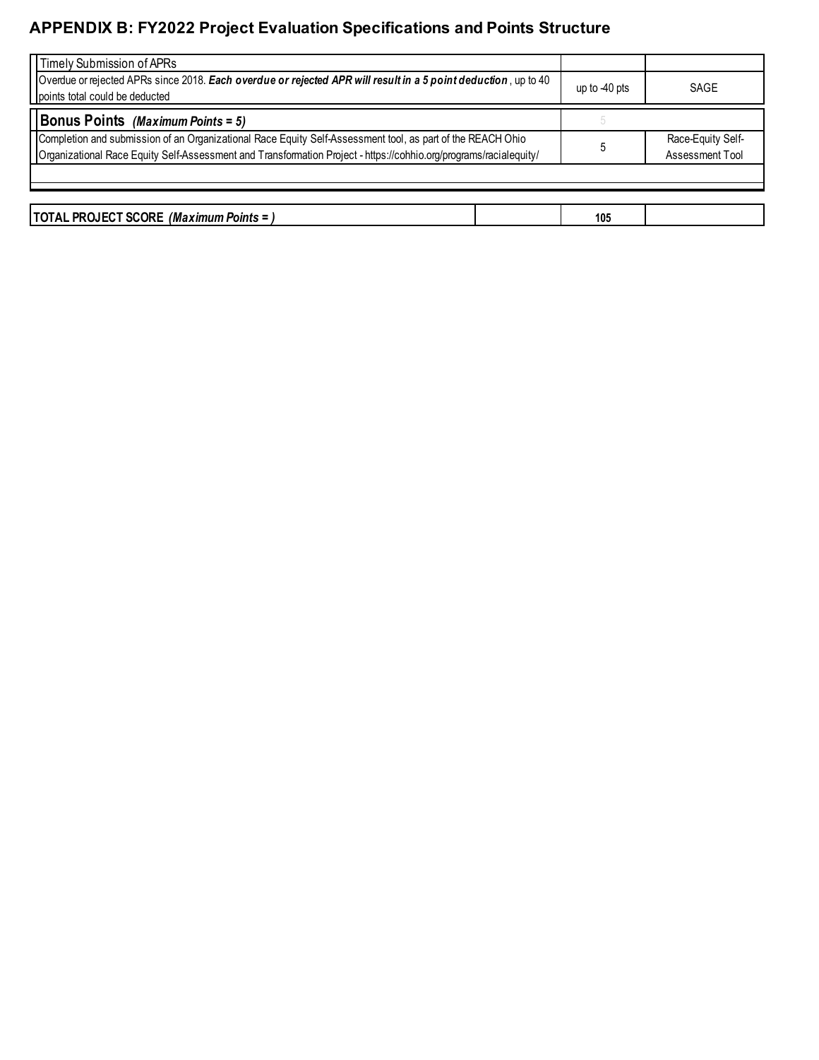## APPENDIX B: FY2022 Project Evaluation Specifications and Points Structure

| | | | |
|---|---|---|---|
| Timely Submission of APRs | | | |
| Overdue or rejected APRs since 2018. ***Each overdue or rejected APR will result in a 5 point deduction***, up to 40 points total could be deducted | | up to -40 pts | SAGE |
| **Bonus Points** ***(Maximum Points = 5)*** | | 5 | |
| Completion and submission of an Organizational Race Equity Self-Assessment tool, as part of the REACH Ohio Organizational Race Equity Self-Assessment and Transformation Project - https://cohhio.org/programs/racialequity/ | | 5 | Race-Equity Self-Assessment Tool |
| | | | |
| **TOTAL PROJECT SCORE** ***(Maximum Points = )*** | | **105** | |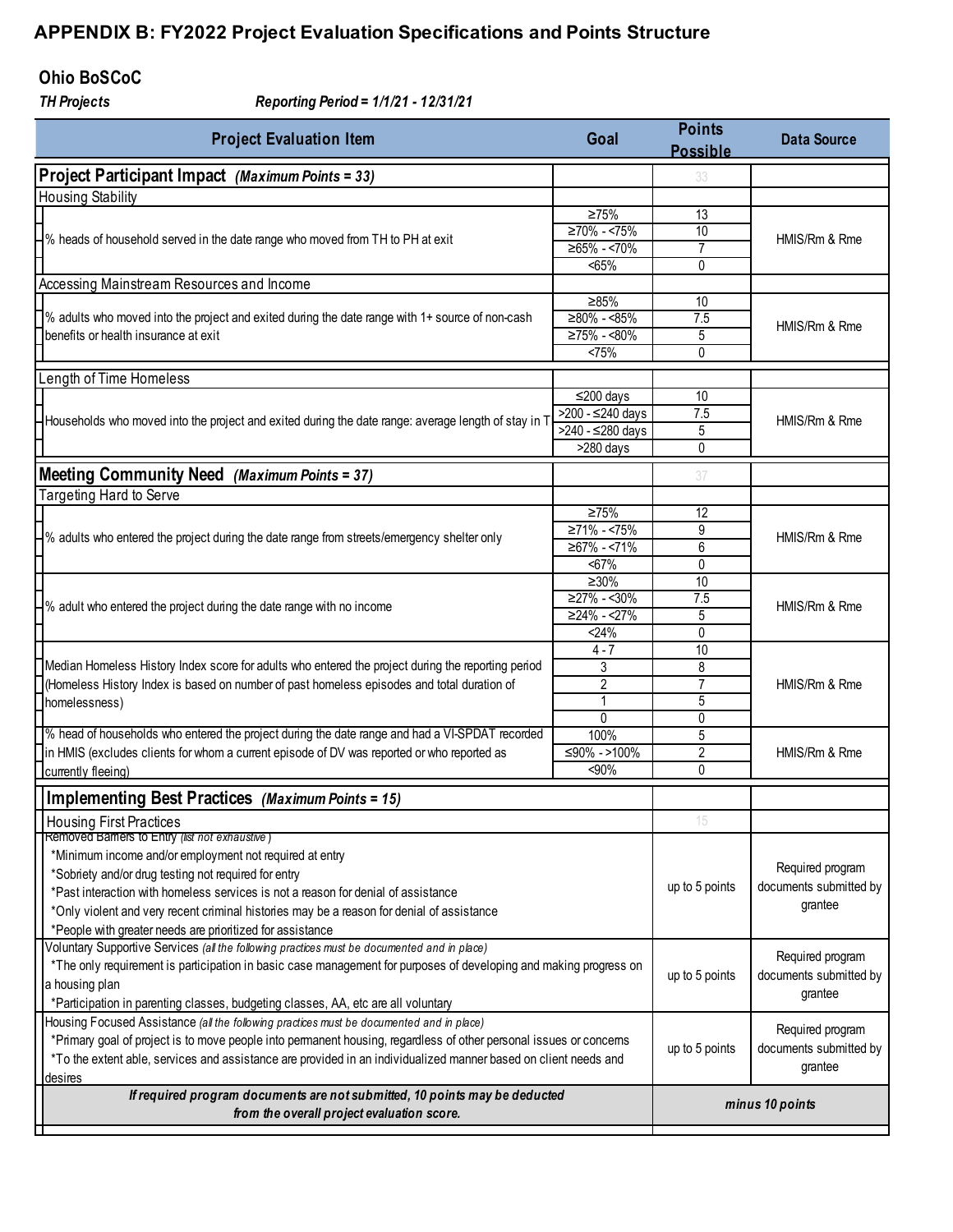# APPENDIX B: FY2022 Project Evaluation Specifications and Points Structure

## Ohio BoSCoC

***TH Projects*** ***Reporting Period = 1/1/21 - 12/31/21***

| Project Evaluation Item | Goal | Points Possible | Data Source |
|---|---|---|---|
| **Project Participant Impact** ***(Maximum Points = 33)*** | | 33 | |
| Housing Stability | | | |
| % heads of household served in the date range who moved from TH to PH at exit | ≥75% | 13 | HMIS/Rm & Rme |
| | ≥70% - <75% | 10 | |
| | ≥65% - <70% | 7 | |
| | <65% | 0 | |
| Accessing Mainstream Resources and Income | | | |
| % adults who moved into the project and exited during the date range with 1+ source of non-cash benefits or health insurance at exit | ≥85% | 10 | HMIS/Rm & Rme |
| | ≥80% - <85% | 7.5 | |
| | ≥75% - <80% | 5 | |
| | <75% | 0 | |
| Length of Time Homeless | | | |
| Households who moved into the project and exited during the date range: average length of stay in T | ≤200 days | 10 | HMIS/Rm & Rme |
| | >200 - ≤240 days | 7.5 | |
| | >240 - ≤280 days | 5 | |
| | >280 days | 0 | |
| **Meeting Community Need** ***(Maximum Points = 37)*** | | 37 | |
| Targeting Hard to Serve | | | |
| % adults who entered the project during the date range from streets/emergency shelter only | ≥75% | 12 | HMIS/Rm & Rme |
| | ≥71% - <75% | 9 | |
| | ≥67% - <71% | 6 | |
| | <67% | 0 | |
| % adult who entered the project during the date range with no income | ≥30% | 10 | HMIS/Rm & Rme |
| | ≥27% - <30% | 7.5 | |
| | ≥24% - <27% | 5 | |
| | <24% | 0 | |
| Median Homeless History Index score for adults who entered the project during the reporting period (Homeless History Index is based on number of past homeless episodes and total duration of homelessness) | 4 - 7 | 10 | HMIS/Rm & Rme |
| | 3 | 8 | |
| | 2 | 7 | |
| | 1 | 5 | |
| | 0 | 0 | |
| % head of households who entered the project during the date range and had a VI-SPDAT recorded in HMIS (excludes clients for whom a current episode of DV was reported or who reported as currently fleeing) | 100% | 5 | HMIS/Rm & Rme |
| | ≤90% - >100% | 2 | |
| | <90% | 0 | |
| **Implementing Best Practices** ***(Maximum Points = 15)*** | | | |
| Housing First Practices | | 15 | |
| Removed Barriers to Entry *(list not exhaustive)*<br>*Minimum income and/or employment not required at entry<br>*Sobriety and/or drug testing not required for entry<br>*Past interaction with homeless services is not a reason for denial of assistance<br>*Only violent and very recent criminal histories may be a reason for denial of assistance<br>*People with greater needs are prioritized for assistance | | up to 5 points | Required program documents submitted by grantee |
| Voluntary Supportive Services *(all the following practices must be documented and in place)*<br>*The only requirement is participation in basic case management for purposes of developing and making progress on a housing plan<br>*Participation in parenting classes, budgeting classes, AA, etc are all voluntary | | up to 5 points | Required program documents submitted by grantee |
| Housing Focused Assistance *(all the following practices must be documented and in place)*<br>*Primary goal of project is to move people into permanent housing, regardless of other personal issues or concerns<br>*To the extent able, services and assistance are provided in an individualized manner based on client needs and desires | | up to 5 points | Required program documents submitted by grantee |
| ***If required program documents are not submitted, 10 points may be deducted from the overall project evaluation score.*** | | ***minus 10 points*** | |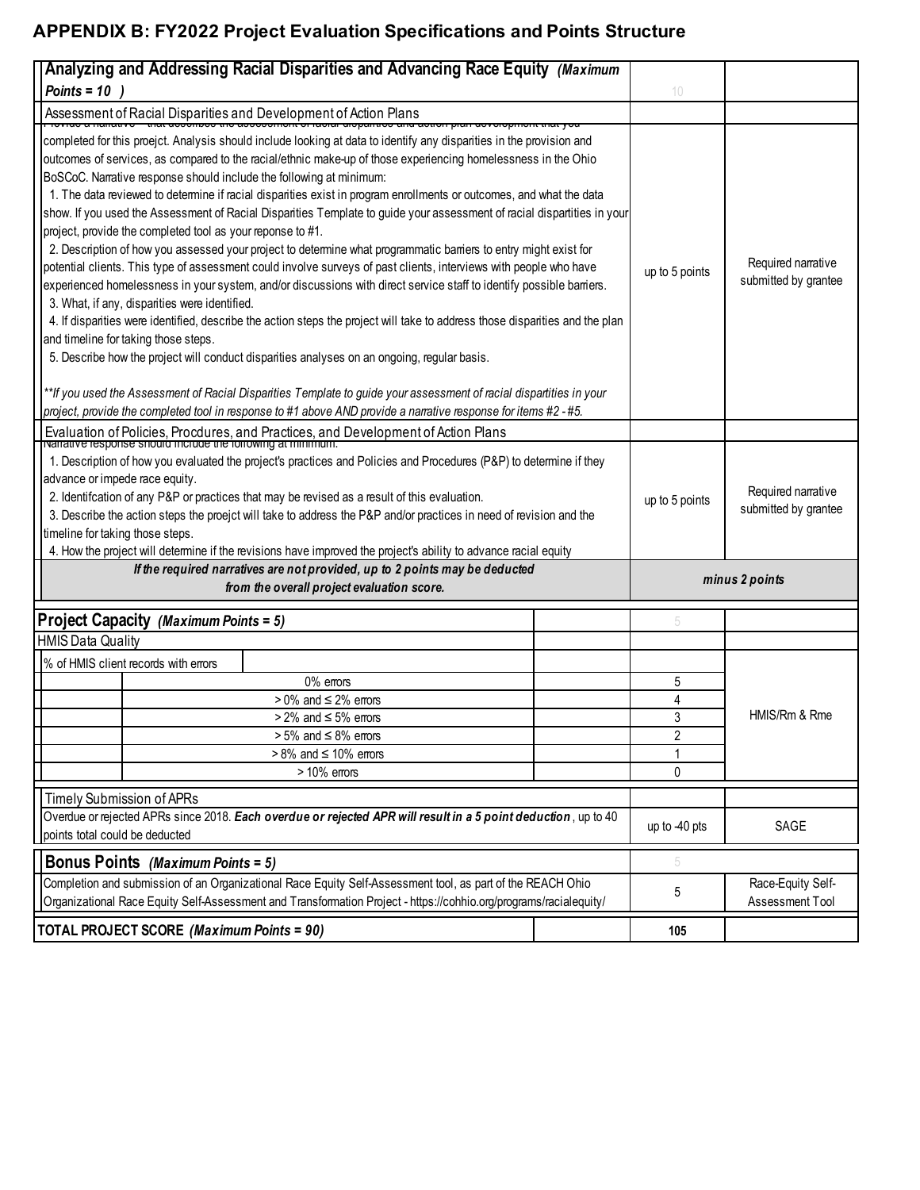## APPENDIX B: FY2022 Project Evaluation Specifications and Points Structure

| Criteria | | Points | Source |
|---|---|---|---|
| **Analyzing and Addressing Racial Disparities and Advancing Race Equity** *(Maximum Points = 10 )* | | 10 | |
| Assessment of Racial Disparities and Development of Action Plans | | | |
| Provide a narrative that describes the assessment of racial disparities and action plan development that you completed for this proejct. Analysis should include looking at data to identify any disparities in the provision and outcomes of services, as compared to the racial/ethnic make-up of those experiencing homelessness in the Ohio BoSCoC. Narrative response should include the following at minimum:<br>1. The data reviewed to determine if racial disparities exist in program enrollments or outcomes, and what the data show. If you used the Assessment of Racial Disparities Template to guide your assessment of racial disparitties in your project, provide the completed tool as your reponse to #1.<br>2. Description of how you assessed your project to determine what programmatic barriers to entry might exist for potential clients. This type of assessment could involve surveys of past clients, interviews with people who have experienced homelessness in your system, and/or discussions with direct service staff to identify possible barriers.<br>3. What, if any, disparities were identified.<br>4. If disparities were identified, describe the action steps the project will take to address those disparities and the plan and timeline for taking those steps.<br>5. Describe how the project will conduct disparities analyses on an ongoing, regular basis.<br><br>*\*\*If you used the Assessment of Racial Disparities Template to guide your assessment of racial disparitties in your project, provide the completed tool in response to #1 above AND provide a narrative response for items #2 - #5.* | | up to 5 points | Required narrative submitted by grantee |
| Evaluation of Policies, Procdures, and Practices, and Development of Action Plans | | | |
| Narrative response should include the following at minimum:<br>1. Description of how you evaluated the project's practices and Policies and Procedures (P&P) to determine if they advance or impede race equity.<br>2. Identifcation of any P&P or practices that may be revised as a result of this evaluation.<br>3. Describe the action steps the proejct will take to address the P&P and/or practices in need of revision and the timeline for taking those steps.<br>4. How the project will determine if the revisions have improved the project's ability to advance racial equity | | up to 5 points | Required narrative submitted by grantee |
| ***If the required narratives are not provided, up to 2 points may be deducted from the overall project evaluation score.*** | | ***minus 2 points*** | |
| **Project Capacity** *(Maximum Points = 5)* | | 5 | |
| HMIS Data Quality | | | |
| % of HMIS client records with errors | | | HMIS/Rm & Rme |
| | 0% errors | 5 | |
| | > 0% and ≤ 2% errors | 4 | |
| | > 2% and ≤ 5% errors | 3 | |
| | > 5% and ≤ 8% errors | 2 | |
| | > 8% and ≤ 10% errors | 1 | |
| | > 10% errors | 0 | |
| Timely Submission of APRs | | | |
| Overdue or rejected APRs since 2018. ***Each overdue or rejected APR will result in a 5 point deduction***, up to 40 points total could be deducted | | up to -40 pts | SAGE |
| **Bonus Points** *(Maximum Points = 5)* | | 5 | |
| Completion and submission of an Organizational Race Equity Self-Assessment tool, as part of the REACH Ohio Organizational Race Equity Self-Assessment and Transformation Project - https://cohhio.org/programs/racialequity/ | | 5 | Race-Equity Self-Assessment Tool |
| **TOTAL PROJECT SCORE** *(Maximum Points = 90)* | | **105** | |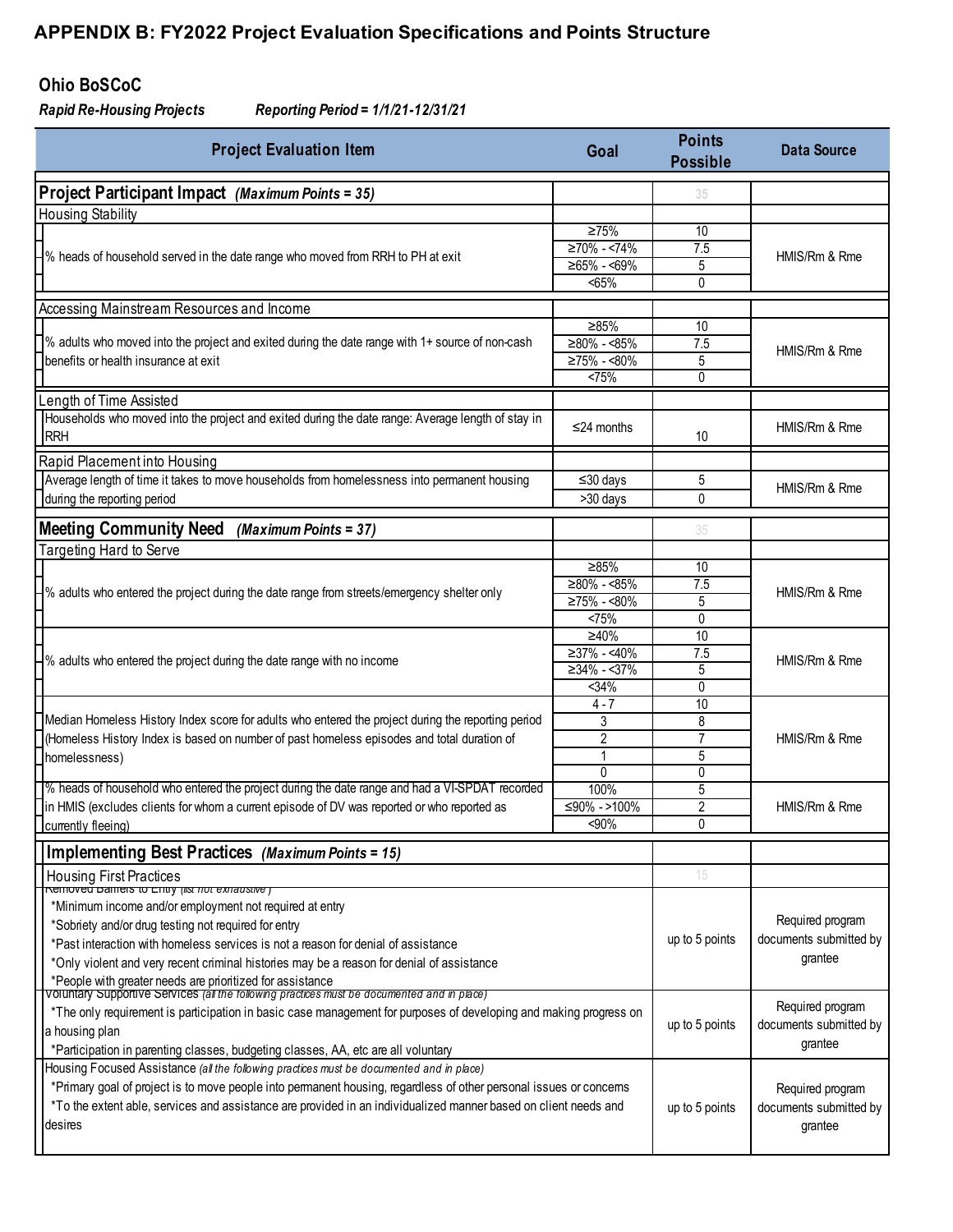# APPENDIX B: FY2022 Project Evaluation Specifications and Points Structure

## Ohio BoSCoC

***Rapid Re-Housing Projects*** ***Reporting Period = 1/1/21-12/31/21***

| Project Evaluation Item | Goal | Points Possible | Data Source |
|---|---|---|---|
| **Project Participant Impact** ***(Maximum Points = 35)*** | | 35 | |
| Housing Stability | | | |
| % heads of household served in the date range who moved from RRH to PH at exit | ≥75% | 10 | HMIS/Rm & Rme |
| | ≥70% - <74% | 7.5 | |
| | ≥65% - <69% | 5 | |
| | <65% | 0 | |
| Accessing Mainstream Resources and Income | | | |
| % adults who moved into the project and exited during the date range with 1+ source of non-cash benefits or health insurance at exit | ≥85% | 10 | HMIS/Rm & Rme |
| | ≥80% - <85% | 7.5 | |
| | ≥75% - <80% | 5 | |
| | <75% | 0 | |
| Length of Time Assisted | | | |
| Households who moved into the project and exited during the date range: Average length of stay in RRH | ≤24 months | 10 | HMIS/Rm & Rme |
| Rapid Placement into Housing | | | |
| Average length of time it takes to move households from homelessness into permanent housing during the reporting period | ≤30 days | 5 | HMIS/Rm & Rme |
| | >30 days | 0 | |
| **Meeting Community Need** ***(Maximum Points = 37)*** | | 35 | |
| Targeting Hard to Serve | | | |
| % adults who entered the project during the date range from streets/emergency shelter only | ≥85% | 10 | HMIS/Rm & Rme |
| | ≥80% - <85% | 7.5 | |
| | ≥75% - <80% | 5 | |
| | <75% | 0 | |
| % adults who entered the project during the date range with no income | ≥40% | 10 | HMIS/Rm & Rme |
| | ≥37% - <40% | 7.5 | |
| | ≥34% - <37% | 5 | |
| | <34% | 0 | |
| Median Homeless History Index score for adults who entered the project during the reporting period (Homeless History Index is based on number of past homeless episodes and total duration of homelessness) | 4 - 7 | 10 | HMIS/Rm & Rme |
| | 3 | 8 | |
| | 2 | 7 | |
| | 1 | 5 | |
| | 0 | 0 | |
| % heads of household who entered the project during the date range and had a VI-SPDAT recorded in HMIS (excludes clients for whom a current episode of DV was reported or who reported as currently fleeing) | 100% | 5 | HMIS/Rm & Rme |
| | ≤90% - >100% | 2 | |
| | <90% | 0 | |
| **Implementing Best Practices** ***(Maximum Points = 15)*** | | | |
| Housing First Practices | | 15 | |
| Removed Barriers to Entry *(list not exhaustive)*<br>*Minimum income and/or employment not required at entry<br>*Sobriety and/or drug testing not required for entry<br>*Past interaction with homeless services is not a reason for denial of assistance<br>*Only violent and very recent criminal histories may be a reason for denial of assistance<br>*People with greater needs are prioritized for assistance | | up to 5 points | Required program documents submitted by grantee |
| Voluntary Supportive Services *(all the following practices must be documented and in place)*<br>*The only requirement is participation in basic case management for purposes of developing and making progress on a housing plan<br>*Participation in parenting classes, budgeting classes, AA, etc are all voluntary | | up to 5 points | Required program documents submitted by grantee |
| Housing Focused Assistance *(all the following practices must be documented and in place)*<br>*Primary goal of project is to move people into permanent housing, regardless of other personal issues or concerns<br>*To the extent able, services and assistance are provided in an individualized manner based on client needs and desires | | up to 5 points | Required program documents submitted by grantee |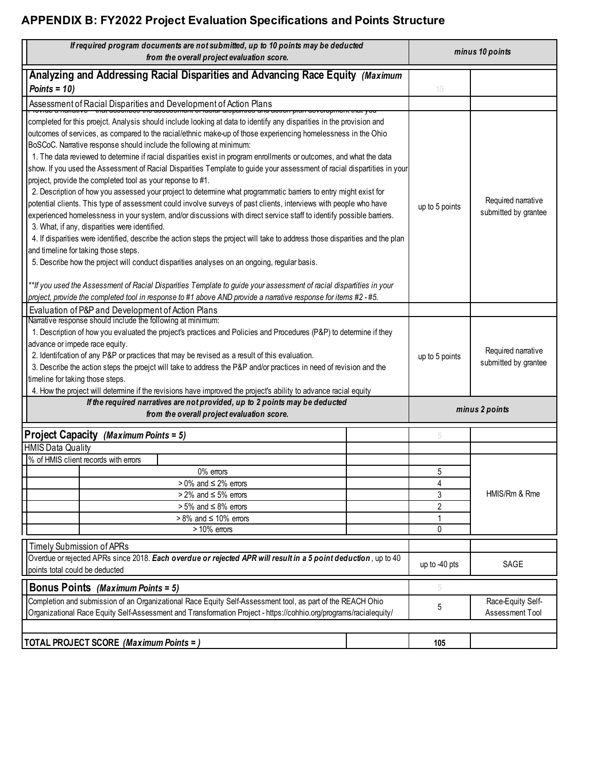# APPENDIX B: FY2022 Project Evaluation Specifications and Points Structure

| | | |
|---|---|---|
| ***If required program documents are not submitted, up to 10 points may be deducted from the overall project evaluation score.*** | ***minus 10 points*** | |
| **Analyzing and Addressing Racial Disparities and Advancing Race Equity** ***(Maximum Points = 10)*** | 10 | |
| Assessment of Racial Disparities and Development of Action Plans | | |
| Provide a narrative that describes the assessment of racial disparities and action plan development that you completed for this proejct. Analysis should include looking at data to identify any disparities in the provision and outcomes of services, as compared to the racial/ethnic make-up of those experiencing homelessness in the Ohio BoSCoC. Narrative response should include the following at minimum:<br>1. The data reviewed to determine if racial disparities exist in program enrollments or outcomes, and what the data show. If you used the Assessment of Racial Disparities Template to guide your assessment of racial disparities in your project, provide the completed tool as your reponse to #1.<br>2. Description of how you assessed your project to determine what programmatic barriers to entry might exist for potential clients. This type of assessment could involve surveys of past clients, interviews with people who have experienced homelessness in your system, and/or discussions with direct service staff to identify possible barriers.<br>3. What, if any, disparities were identified.<br>4. If disparities were identified, describe the action steps the project will take to address those disparities and the plan and timeline for taking those steps.<br>5. Describe how the project will conduct disparities analyses on an ongoing, regular basis.<br><br>*\*\*If you used the Assessment of Racial Disparities Template to guide your assessment of racial dispartities in your project, provide the completed tool in response to #1 above AND provide a narrative response for items #2 - #5.* | up to 5 points | Required narrative submitted by grantee |
| Evaluation of P&P and Development of Action Plans | | |
| Narrative response should include the following at minimum:<br>1. Description of how you evaluated the project's practices and Policies and Procedures (P&P) to determine if they advance or impede race equity.<br>2. Identifcation of any P&P or practices that may be revised as a result of this evaluation.<br>3. Describe the action steps the proejct will take to address the P&P and/or practices in need of revision and the timeline for taking those steps.<br>4. How the project will determine if the revisions have improved the project's ability to advance racial equity | up to 5 points | Required narrative submitted by grantee |
| ***If the required narratives are not provided, up to 2 points may be deducted from the overall project evaluation score.*** | ***minus 2 points*** | |

| | | | | |
|---|---|---|---|---|
| **Project Capacity** ***(Maximum Points = 5)*** | | | 5 | |
| HMIS Data Quality | | | | |
| % of HMIS client records with errors | | | | |
| | 0% errors | | 5 | HMIS/Rm & Rme |
| | > 0% and ≤ 2% errors | | 4 | |
| | > 2% and ≤ 5% errors | | 3 | |
| | > 5% and ≤ 8% errors | | 2 | |
| | > 8% and ≤ 10% errors | | 1 | |
| | > 10% errors | | 0 | |
| Timely Submission of APRs | | | | |
| Overdue or rejected APRs since 2018. ***Each overdue or rejected APR will result in a 5 point deduction***, up to 40 points total could be deducted | | | up to -40 pts | SAGE |
| **Bonus Points** ***(Maximum Points = 5)*** | | | 5 | |
| Completion and submission of an Organizational Race Equity Self-Assessment tool, as part of the REACH Ohio Organizational Race Equity Self-Assessment and Transformation Project - https://cohhio.org/programs/racialequity/ | | | 5 | Race-Equity Self-Assessment Tool |
| **TOTAL PROJECT SCORE** ***(Maximum Points = )*** | | | **105** | |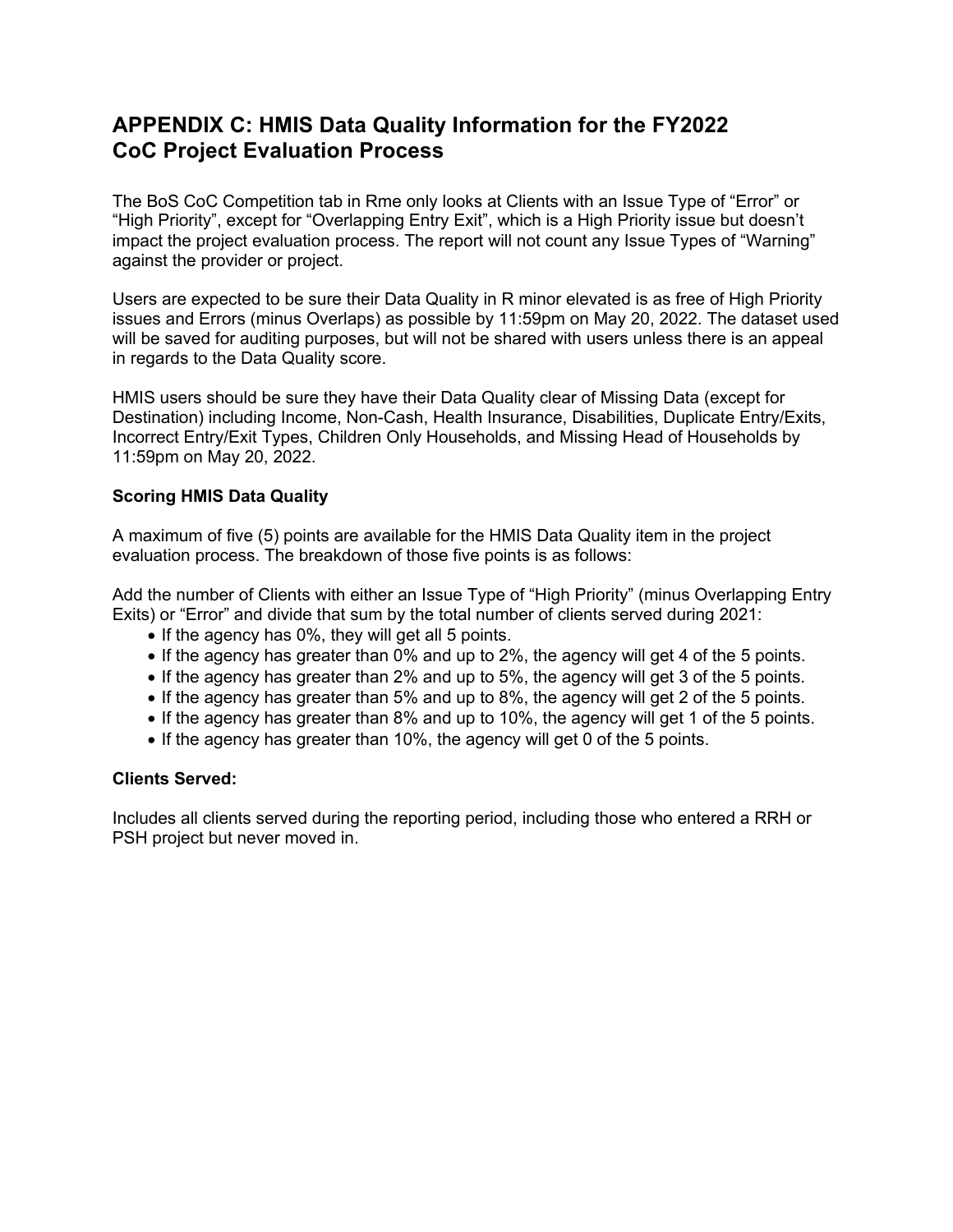# APPENDIX C: HMIS Data Quality Information for the FY2022 CoC Project Evaluation Process

The BoS CoC Competition tab in Rme only looks at Clients with an Issue Type of “Error” or “High Priority”, except for “Overlapping Entry Exit”, which is a High Priority issue but doesn’t impact the project evaluation process. The report will not count any Issue Types of “Warning” against the provider or project.

Users are expected to be sure their Data Quality in R minor elevated is as free of High Priority issues and Errors (minus Overlaps) as possible by 11:59pm on May 20, 2022. The dataset used will be saved for auditing purposes, but will not be shared with users unless there is an appeal in regards to the Data Quality score.

HMIS users should be sure they have their Data Quality clear of Missing Data (except for Destination) including Income, Non-Cash, Health Insurance, Disabilities, Duplicate Entry/Exits, Incorrect Entry/Exit Types, Children Only Households, and Missing Head of Households by 11:59pm on May 20, 2022.

**Scoring HMIS Data Quality**

A maximum of five (5) points are available for the HMIS Data Quality item in the project evaluation process. The breakdown of those five points is as follows:

Add the number of Clients with either an Issue Type of “High Priority” (minus Overlapping Entry Exits) or “Error” and divide that sum by the total number of clients served during 2021:

- If the agency has 0%, they will get all 5 points.
- If the agency has greater than 0% and up to 2%, the agency will get 4 of the 5 points.
- If the agency has greater than 2% and up to 5%, the agency will get 3 of the 5 points.
- If the agency has greater than 5% and up to 8%, the agency will get 2 of the 5 points.
- If the agency has greater than 8% and up to 10%, the agency will get 1 of the 5 points.
- If the agency has greater than 10%, the agency will get 0 of the 5 points.

**Clients Served:**

Includes all clients served during the reporting period, including those who entered a RRH or PSH project but never moved in.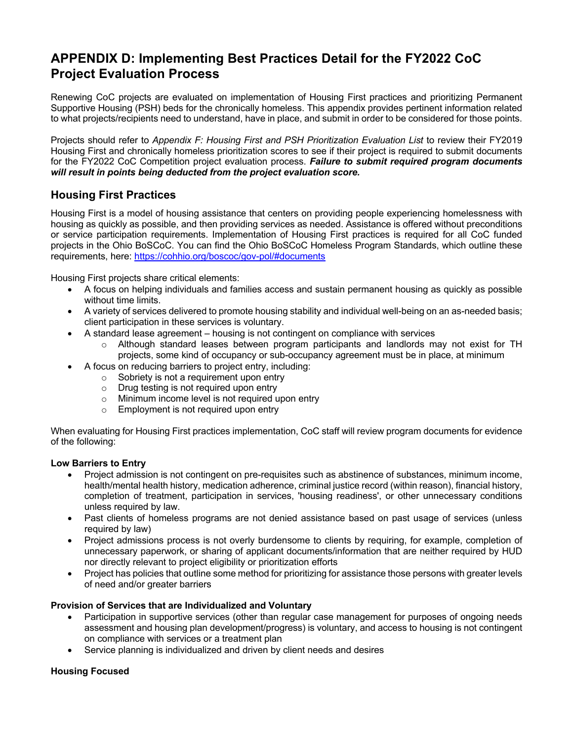# APPENDIX D: Implementing Best Practices Detail for the FY2022 CoC Project Evaluation Process

Renewing CoC projects are evaluated on implementation of Housing First practices and prioritizing Permanent Supportive Housing (PSH) beds for the chronically homeless. This appendix provides pertinent information related to what projects/recipients need to understand, have in place, and submit in order to be considered for those points.

Projects should refer to *Appendix F: Housing First and PSH Prioritization Evaluation List* to review their FY2019 Housing First and chronically homeless prioritization scores to see if their project is required to submit documents for the FY2022 CoC Competition project evaluation process. ***Failure to submit required program documents will result in points being deducted from the project evaluation score.***

## Housing First Practices

Housing First is a model of housing assistance that centers on providing people experiencing homelessness with housing as quickly as possible, and then providing services as needed. Assistance is offered without preconditions or service participation requirements. Implementation of Housing First practices is required for all CoC funded projects in the Ohio BoSCoC. You can find the Ohio BoSCoC Homeless Program Standards, which outline these requirements, here: https://cohhio.org/boscoc/gov-pol/#documents

Housing First projects share critical elements:

- A focus on helping individuals and families access and sustain permanent housing as quickly as possible without time limits.
- A variety of services delivered to promote housing stability and individual well-being on an as-needed basis; client participation in these services is voluntary.
- A standard lease agreement – housing is not contingent on compliance with services
  - Although standard leases between program participants and landlords may not exist for TH projects, some kind of occupancy or sub-occupancy agreement must be in place, at minimum
- A focus on reducing barriers to project entry, including:
  - Sobriety is not a requirement upon entry
  - Drug testing is not required upon entry
  - Minimum income level is not required upon entry
  - Employment is not required upon entry

When evaluating for Housing First practices implementation, CoC staff will review program documents for evidence of the following:

**Low Barriers to Entry**

- Project admission is not contingent on pre-requisites such as abstinence of substances, minimum income, health/mental health history, medication adherence, criminal justice record (within reason), financial history, completion of treatment, participation in services, 'housing readiness', or other unnecessary conditions unless required by law.
- Past clients of homeless programs are not denied assistance based on past usage of services (unless required by law)
- Project admissions process is not overly burdensome to clients by requiring, for example, completion of unnecessary paperwork, or sharing of applicant documents/information that are neither required by HUD nor directly relevant to project eligibility or prioritization efforts
- Project has policies that outline some method for prioritizing for assistance those persons with greater levels of need and/or greater barriers

**Provision of Services that are Individualized and Voluntary**

- Participation in supportive services (other than regular case management for purposes of ongoing needs assessment and housing plan development/progress) is voluntary, and access to housing is not contingent on compliance with services or a treatment plan
- Service planning is individualized and driven by client needs and desires

**Housing Focused**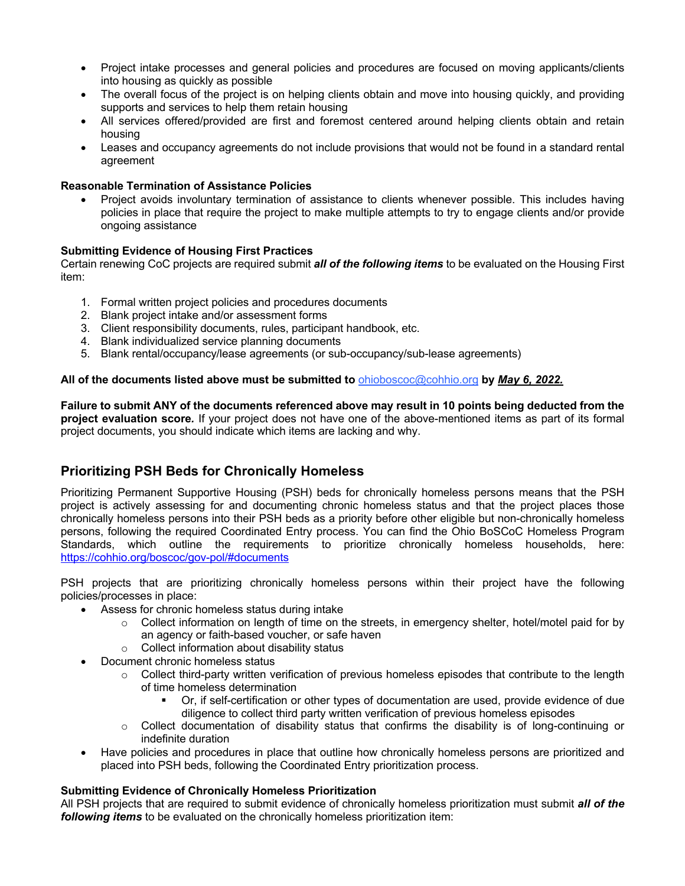- Project intake processes and general policies and procedures are focused on moving applicants/clients into housing as quickly as possible
- The overall focus of the project is on helping clients obtain and move into housing quickly, and providing supports and services to help them retain housing
- All services offered/provided are first and foremost centered around helping clients obtain and retain housing
- Leases and occupancy agreements do not include provisions that would not be found in a standard rental agreement

**Reasonable Termination of Assistance Policies**

- Project avoids involuntary termination of assistance to clients whenever possible. This includes having policies in place that require the project to make multiple attempts to try to engage clients and/or provide ongoing assistance

**Submitting Evidence of Housing First Practices**

Certain renewing CoC projects are required submit ***all of the following items*** to be evaluated on the Housing First item:

1. Formal written project policies and procedures documents
2. Blank project intake and/or assessment forms
3. Client responsibility documents, rules, participant handbook, etc.
4. Blank individualized service planning documents
5. Blank rental/occupancy/lease agreements (or sub-occupancy/sub-lease agreements)

**All of the documents listed above must be submitted to** ohioboscoc@cohhio.org **by *May 6, 2022.***

**Failure to submit ANY of the documents referenced above may result in 10 points being deducted from the project evaluation score.** If your project does not have one of the above-mentioned items as part of its formal project documents, you should indicate which items are lacking and why.

## Prioritizing PSH Beds for Chronically Homeless

Prioritizing Permanent Supportive Housing (PSH) beds for chronically homeless persons means that the PSH project is actively assessing for and documenting chronic homeless status and that the project places those chronically homeless persons into their PSH beds as a priority before other eligible but non-chronically homeless persons, following the required Coordinated Entry process. You can find the Ohio BoSCoC Homeless Program Standards, which outline the requirements to prioritize chronically homeless households, here: https://cohhio.org/boscoc/gov-pol/#documents

PSH projects that are prioritizing chronically homeless persons within their project have the following policies/processes in place:

- Assess for chronic homeless status during intake
  - Collect information on length of time on the streets, in emergency shelter, hotel/motel paid for by an agency or faith-based voucher, or safe haven
  - Collect information about disability status
- Document chronic homeless status
  - Collect third-party written verification of previous homeless episodes that contribute to the length of time homeless determination
    - Or, if self-certification or other types of documentation are used, provide evidence of due diligence to collect third party written verification of previous homeless episodes
  - Collect documentation of disability status that confirms the disability is of long-continuing or indefinite duration
- Have policies and procedures in place that outline how chronically homeless persons are prioritized and placed into PSH beds, following the Coordinated Entry prioritization process.

**Submitting Evidence of Chronically Homeless Prioritization**

All PSH projects that are required to submit evidence of chronically homeless prioritization must submit ***all of the following items*** to be evaluated on the chronically homeless prioritization item: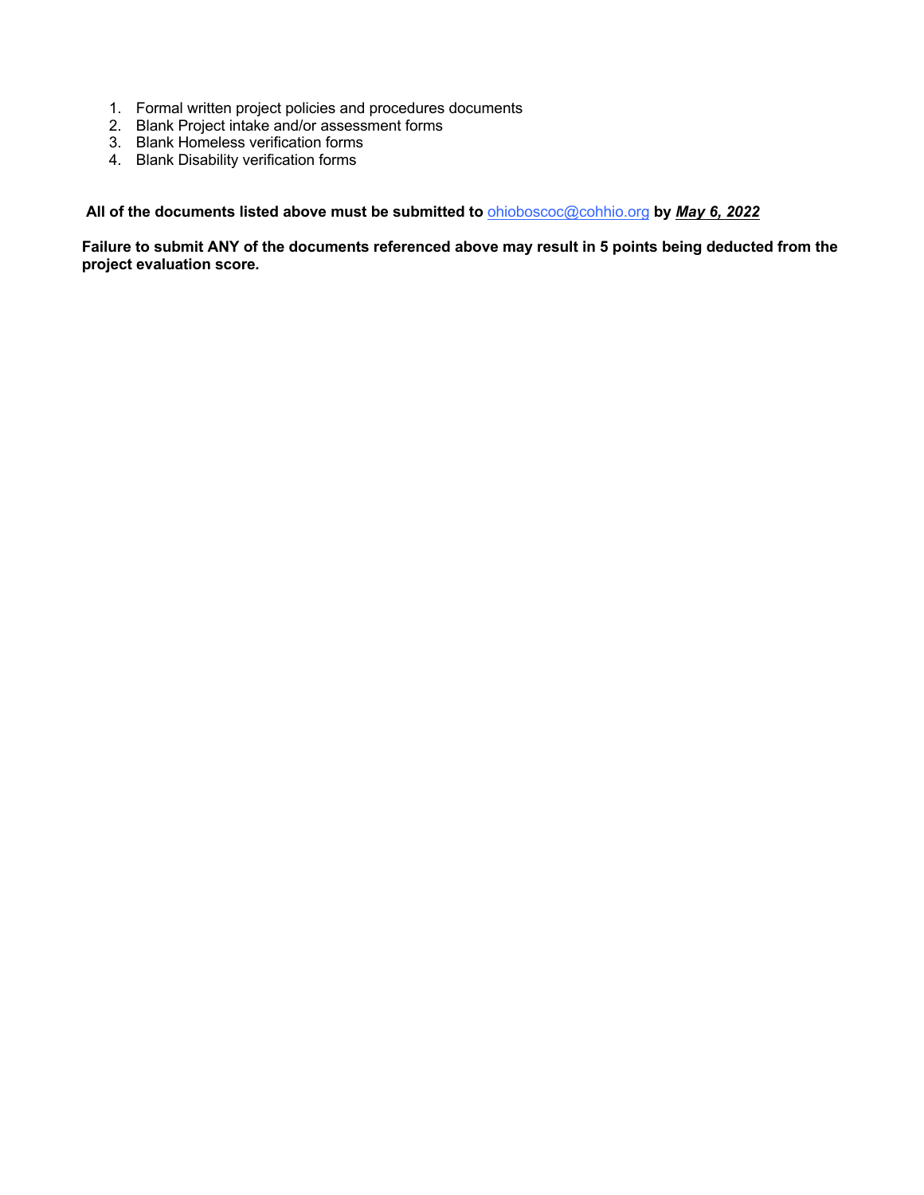1. Formal written project policies and procedures documents
2. Blank Project intake and/or assessment forms
3. Blank Homeless verification forms
4. Blank Disability verification forms

**All of the documents listed above must be submitted to ohioboscoc@cohhio.org by *May 6, 2022***

**Failure to submit ANY of the documents referenced above may result in 5 points being deducted from the project evaluation score.**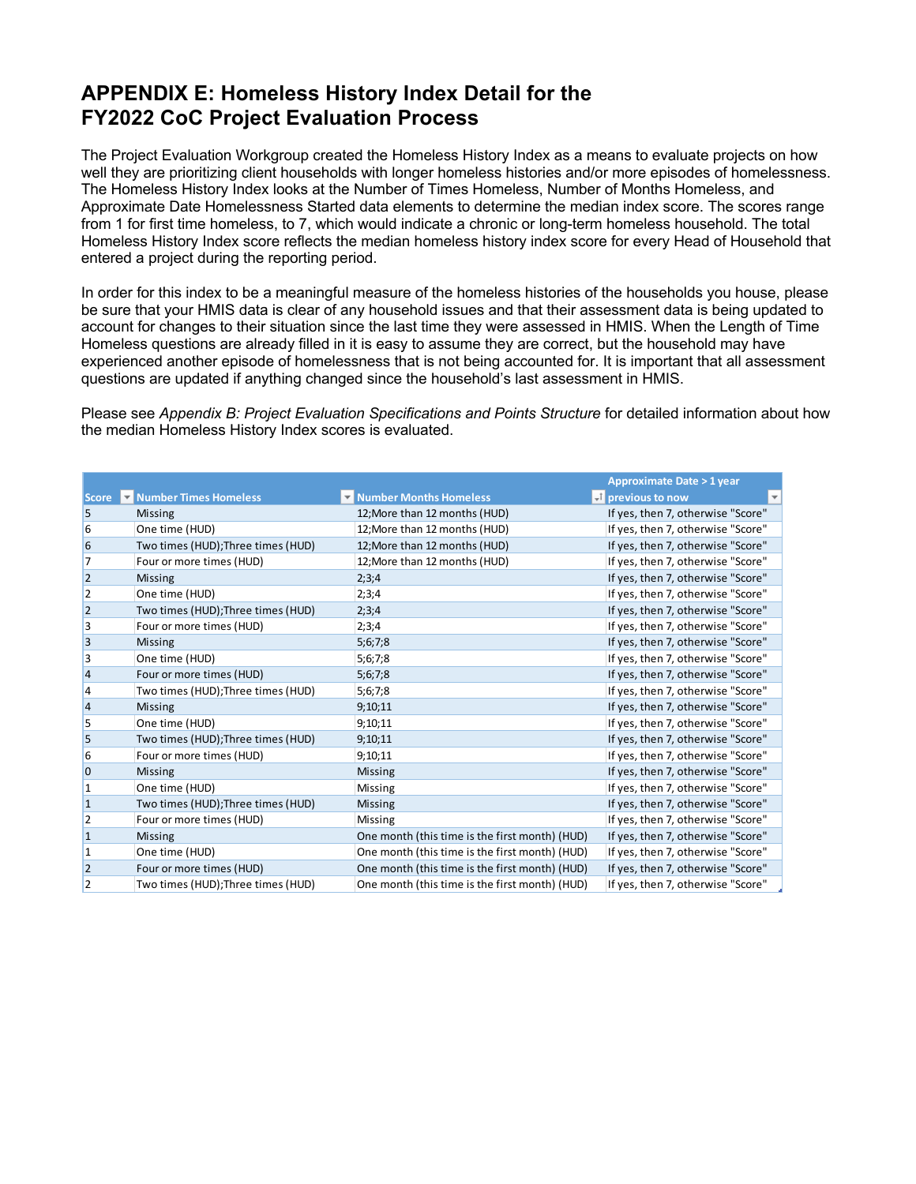# APPENDIX E: Homeless History Index Detail for the FY2022 CoC Project Evaluation Process

The Project Evaluation Workgroup created the Homeless History Index as a means to evaluate projects on how well they are prioritizing client households with longer homeless histories and/or more episodes of homelessness. The Homeless History Index looks at the Number of Times Homeless, Number of Months Homeless, and Approximate Date Homelessness Started data elements to determine the median index score. The scores range from 1 for first time homeless, to 7, which would indicate a chronic or long-term homeless household. The total Homeless History Index score reflects the median homeless history index score for every Head of Household that entered a project during the reporting period.

In order for this index to be a meaningful measure of the homeless histories of the households you house, please be sure that your HMIS data is clear of any household issues and that their assessment data is being updated to account for changes to their situation since the last time they were assessed in HMIS. When the Length of Time Homeless questions are already filled in it is easy to assume they are correct, but the household may have experienced another episode of homelessness that is not being accounted for. It is important that all assessment questions are updated if anything changed since the household's last assessment in HMIS.

Please see *Appendix B: Project Evaluation Specifications and Points Structure* for detailed information about how the median Homeless History Index scores is evaluated.

| Score | Number Times Homeless | Number Months Homeless | Approximate Date > 1 year previous to now |
|---|---|---|---|
| 5 | Missing | 12;More than 12 months (HUD) | If yes, then 7, otherwise "Score" |
| 6 | One time (HUD) | 12;More than 12 months (HUD) | If yes, then 7, otherwise "Score" |
| 6 | Two times (HUD);Three times (HUD) | 12;More than 12 months (HUD) | If yes, then 7, otherwise "Score" |
| 7 | Four or more times (HUD) | 12;More than 12 months (HUD) | If yes, then 7, otherwise "Score" |
| 2 | Missing | 2;3;4 | If yes, then 7, otherwise "Score" |
| 2 | One time (HUD) | 2;3;4 | If yes, then 7, otherwise "Score" |
| 2 | Two times (HUD);Three times (HUD) | 2;3;4 | If yes, then 7, otherwise "Score" |
| 3 | Four or more times (HUD) | 2;3;4 | If yes, then 7, otherwise "Score" |
| 3 | Missing | 5;6;7;8 | If yes, then 7, otherwise "Score" |
| 3 | One time (HUD) | 5;6;7;8 | If yes, then 7, otherwise "Score" |
| 4 | Four or more times (HUD) | 5;6;7;8 | If yes, then 7, otherwise "Score" |
| 4 | Two times (HUD);Three times (HUD) | 5;6;7;8 | If yes, then 7, otherwise "Score" |
| 4 | Missing | 9;10;11 | If yes, then 7, otherwise "Score" |
| 5 | One time (HUD) | 9;10;11 | If yes, then 7, otherwise "Score" |
| 5 | Two times (HUD);Three times (HUD) | 9;10;11 | If yes, then 7, otherwise "Score" |
| 6 | Four or more times (HUD) | 9;10;11 | If yes, then 7, otherwise "Score" |
| 0 | Missing | Missing | If yes, then 7, otherwise "Score" |
| 1 | One time (HUD) | Missing | If yes, then 7, otherwise "Score" |
| 1 | Two times (HUD);Three times (HUD) | Missing | If yes, then 7, otherwise "Score" |
| 2 | Four or more times (HUD) | Missing | If yes, then 7, otherwise "Score" |
| 1 | Missing | One month (this time is the first month) (HUD) | If yes, then 7, otherwise "Score" |
| 1 | One time (HUD) | One month (this time is the first month) (HUD) | If yes, then 7, otherwise "Score" |
| 2 | Four or more times (HUD) | One month (this time is the first month) (HUD) | If yes, then 7, otherwise "Score" |
| 2 | Two times (HUD);Three times (HUD) | One month (this time is the first month) (HUD) | If yes, then 7, otherwise "Score" |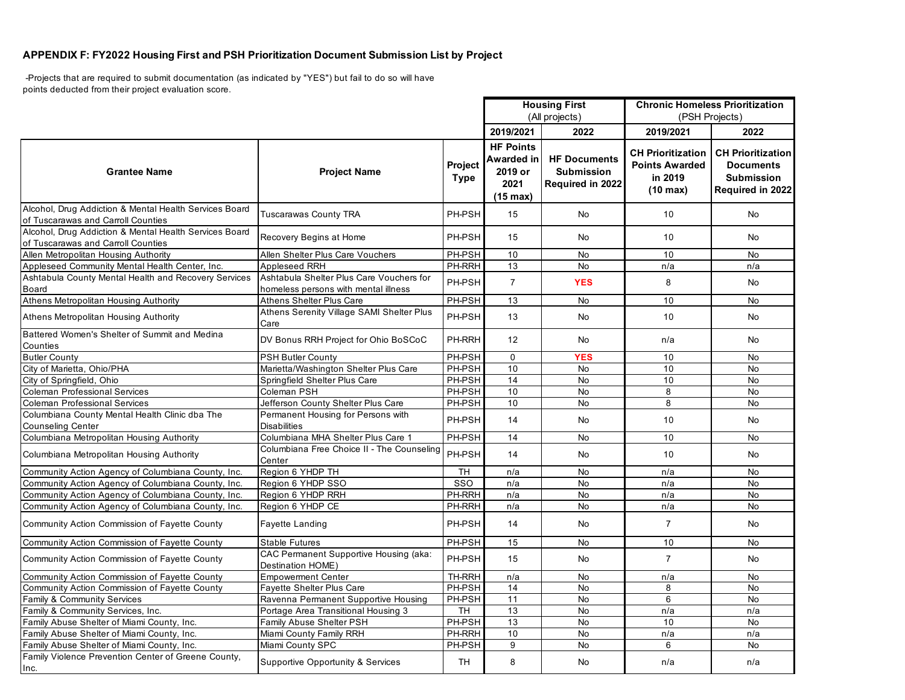## APPENDIX F: FY2022 Housing First and PSH Prioritization Document Submission List by Project

-Projects that are required to submit documentation (as indicated by "YES") but fail to do so will have points deducted from their project evaluation score.

| | | | Housing First (All projects) | | Chronic Homeless Prioritization (PSH Projects) | |
|---|---|---|---|---|---|---|
| | | | 2019/2021 | 2022 | 2019/2021 | 2022 |
| **Grantee Name** | **Project Name** | **Project Type** | **HF Points Awarded in 2019 or 2021 (15 max)** | **HF Documents Submission Required in 2022** | **CH Prioritization Points Awarded in 2019 (10 max)** | **CH Prioritization Documents Submission Required in 2022** |
| Alcohol, Drug Addiction & Mental Health Services Board of Tuscarawas and Carroll Counties | Tuscarawas County TRA | PH-PSH | 15 | No | 10 | No |
| Alcohol, Drug Addiction & Mental Health Services Board of Tuscarawas and Carroll Counties | Recovery Begins at Home | PH-PSH | 15 | No | 10 | No |
| Allen Metropolitan Housing Authority | Allen Shelter Plus Care Vouchers | PH-PSH | 10 | No | 10 | No |
| Appleseed Community Mental Health Center, Inc. | Appleseed RRH | PH-RRH | 13 | No | n/a | n/a |
| Ashtabula County Mental Health and Recovery Services Board | Ashtabula Shelter Plus Care Vouchers for homeless persons with mental illness | PH-PSH | 7 | **YES** | 8 | No |
| Athens Metropolitan Housing Authority | Athens Shelter Plus Care | PH-PSH | 13 | No | 10 | No |
| Athens Metropolitan Housing Authority | Athens Serenity Village SAMI Shelter Plus Care | PH-PSH | 13 | No | 10 | No |
| Battered Women's Shelter of Summit and Medina Counties | DV Bonus RRH Project for Ohio BoSCoC | PH-RRH | 12 | No | n/a | No |
| Butler County | PSH Butler County | PH-PSH | 0 | **YES** | 10 | No |
| City of Marietta, Ohio/PHA | Marietta/Washington Shelter Plus Care | PH-PSH | 10 | No | 10 | No |
| City of Springfield, Ohio | Springfield Shelter Plus Care | PH-PSH | 14 | No | 10 | No |
| Coleman Professional Services | Coleman PSH | PH-PSH | 10 | No | 8 | No |
| Coleman Professional Services | Jefferson County Shelter Plus Care | PH-PSH | 10 | No | 8 | No |
| Columbiana County Mental Health Clinic dba The Counseling Center | Permanent Housing for Persons with Disabilities | PH-PSH | 14 | No | 10 | No |
| Columbiana Metropolitan Housing Authority | Columbiana MHA Shelter Plus Care 1 | PH-PSH | 14 | No | 10 | No |
| Columbiana Metropolitan Housing Authority | Columbiana Free Choice II - The Counseling Center | PH-PSH | 14 | No | 10 | No |
| Community Action Agency of Columbiana County, Inc. | Region 6 YHDP TH | TH | n/a | No | n/a | No |
| Community Action Agency of Columbiana County, Inc. | Region 6 YHDP SSO | SSO | n/a | No | n/a | No |
| Community Action Agency of Columbiana County, Inc. | Region 6 YHDP RRH | PH-RRH | n/a | No | n/a | No |
| Community Action Agency of Columbiana County, Inc. | Region 6 YHDP CE | PH-RRH | n/a | No | n/a | No |
| Community Action Commission of Fayette County | Fayette Landing | PH-PSH | 14 | No | 7 | No |
| Community Action Commission of Fayette County | Stable Futures | PH-PSH | 15 | No | 10 | No |
| Community Action Commission of Fayette County | CAC Permanent Supportive Housing (aka: Destination HOME) | PH-PSH | 15 | No | 7 | No |
| Community Action Commission of Fayette County | Empowerment Center | TH-RRH | n/a | No | n/a | No |
| Community Action Commission of Fayette County | Fayette Shelter Plus Care | PH-PSH | 14 | No | 8 | No |
| Family & Community Services | Ravenna Permanent Supportive Housing | PH-PSH | 11 | No | 6 | No |
| Family & Community Services, Inc. | Portage Area Transitional Housing 3 | TH | 13 | No | n/a | n/a |
| Family Abuse Shelter of Miami County, Inc. | Family Abuse Shelter PSH | PH-PSH | 13 | No | 10 | No |
| Family Abuse Shelter of Miami County, Inc. | Miami County Family RRH | PH-RRH | 10 | No | n/a | n/a |
| Family Abuse Shelter of Miami County, Inc. | Miami County SPC | PH-PSH | 9 | No | 6 | No |
| Family Violence Prevention Center of Greene County, Inc. | Supportive Opportunity & Services | TH | 8 | No | n/a | n/a |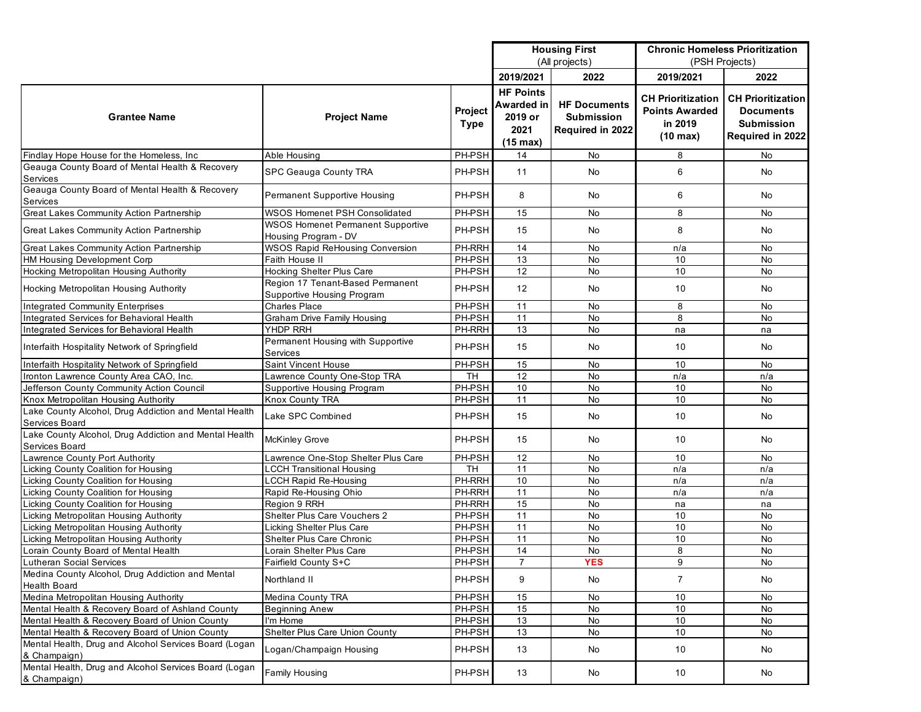| Grantee Name | Project Name | Project Type | Housing First (All projects) | | Chronic Homeless Prioritization (PSH Projects) | |
|---|---|---|---|---|---|---|
| | | | 2019/2021 | 2022 | 2019/2021 | 2022 |
| | | | HF Points Awarded in 2019 or 2021 (15 max) | HF Documents Submission Required in 2022 | CH Prioritization Points Awarded in 2019 (10 max) | CH Prioritization Documents Submission Required in 2022 |
| Findlay Hope House for the Homeless, Inc | Able Housing | PH-PSH | 14 | No | 8 | No |
| Geauga County Board of Mental Health & Recovery Services | SPC Geauga County TRA | PH-PSH | 11 | No | 6 | No |
| Geauga County Board of Mental Health & Recovery Services | Permanent Supportive Housing | PH-PSH | 8 | No | 6 | No |
| Great Lakes Community Action Partnership | WSOS Homenet PSH Consolidated | PH-PSH | 15 | No | 8 | No |
| Great Lakes Community Action Partnership | WSOS Homenet Permanent Supportive Housing Program - DV | PH-PSH | 15 | No | 8 | No |
| Great Lakes Community Action Partnership | WSOS Rapid ReHousing Conversion | PH-RRH | 14 | No | n/a | No |
| HM Housing Development Corp | Faith House II | PH-PSH | 13 | No | 10 | No |
| Hocking Metropolitan Housing Authority | Hocking Shelter Plus Care | PH-PSH | 12 | No | 10 | No |
| Hocking Metropolitan Housing Authority | Region 17 Tenant-Based Permanent Supportive Housing Program | PH-PSH | 12 | No | 10 | No |
| Integrated Community Enterprises | Charles Place | PH-PSH | 11 | No | 8 | No |
| Integrated Services for Behavioral Health | Graham Drive Family Housing | PH-PSH | 11 | No | 8 | No |
| Integrated Services for Behavioral Health | YHDP RRH | PH-RRH | 13 | No | na | na |
| Interfaith Hospitality Network of Springfield | Permanent Housing with Supportive Services | PH-PSH | 15 | No | 10 | No |
| Interfaith Hospitality Network of Springfield | Saint Vincent House | PH-PSH | 15 | No | 10 | No |
| Ironton Lawrence County Area CAO, Inc. | Lawrence County One-Stop TRA | TH | 12 | No | n/a | n/a |
| Jefferson County Community Action Council | Supportive Housing Program | PH-PSH | 10 | No | 10 | No |
| Knox Metropolitan Housing Authority | Knox County TRA | PH-PSH | 11 | No | 10 | No |
| Lake County Alcohol, Drug Addiction and Mental Health Services Board | Lake SPC Combined | PH-PSH | 15 | No | 10 | No |
| Lake County Alcohol, Drug Addiction and Mental Health Services Board | McKinley Grove | PH-PSH | 15 | No | 10 | No |
| Lawrence County Port Authority | Lawrence One-Stop Shelter Plus Care | PH-PSH | 12 | No | 10 | No |
| Licking County Coalition for Housing | LCCH Transitional Housing | TH | 11 | No | n/a | n/a |
| Licking County Coalition for Housing | LCCH Rapid Re-Housing | PH-RRH | 10 | No | n/a | n/a |
| Licking County Coalition for Housing | Rapid Re-Housing Ohio | PH-RRH | 11 | No | n/a | n/a |
| Licking County Coalition for Housing | Region 9 RRH | PH-RRH | 15 | No | na | na |
| Licking Metropolitan Housing Authority | Shelter Plus Care Vouchers 2 | PH-PSH | 11 | No | 10 | No |
| Licking Metropolitan Housing Authority | Licking Shelter Plus Care | PH-PSH | 11 | No | 10 | No |
| Licking Metropolitan Housing Authority | Shelter Plus Care Chronic | PH-PSH | 11 | No | 10 | No |
| Lorain County Board of Mental Health | Lorain Shelter Plus Care | PH-PSH | 14 | No | 8 | No |
| Lutheran Social Services | Fairfield County S+C | PH-PSH | 7 | **YES** | 9 | No |
| Medina County Alcohol, Drug Addiction and Mental Health Board | Northland II | PH-PSH | 9 | No | 7 | No |
| Medina Metropolitan Housing Authority | Medina County TRA | PH-PSH | 15 | No | 10 | No |
| Mental Health & Recovery Board of Ashland County | Beginning Anew | PH-PSH | 15 | No | 10 | No |
| Mental Health & Recovery Board of Union County | I'm Home | PH-PSH | 13 | No | 10 | No |
| Mental Health & Recovery Board of Union County | Shelter Plus Care Union County | PH-PSH | 13 | No | 10 | No |
| Mental Health, Drug and Alcohol Services Board (Logan & Champaign) | Logan/Champaign Housing | PH-PSH | 13 | No | 10 | No |
| Mental Health, Drug and Alcohol Services Board (Logan & Champaign) | Family Housing | PH-PSH | 13 | No | 10 | No |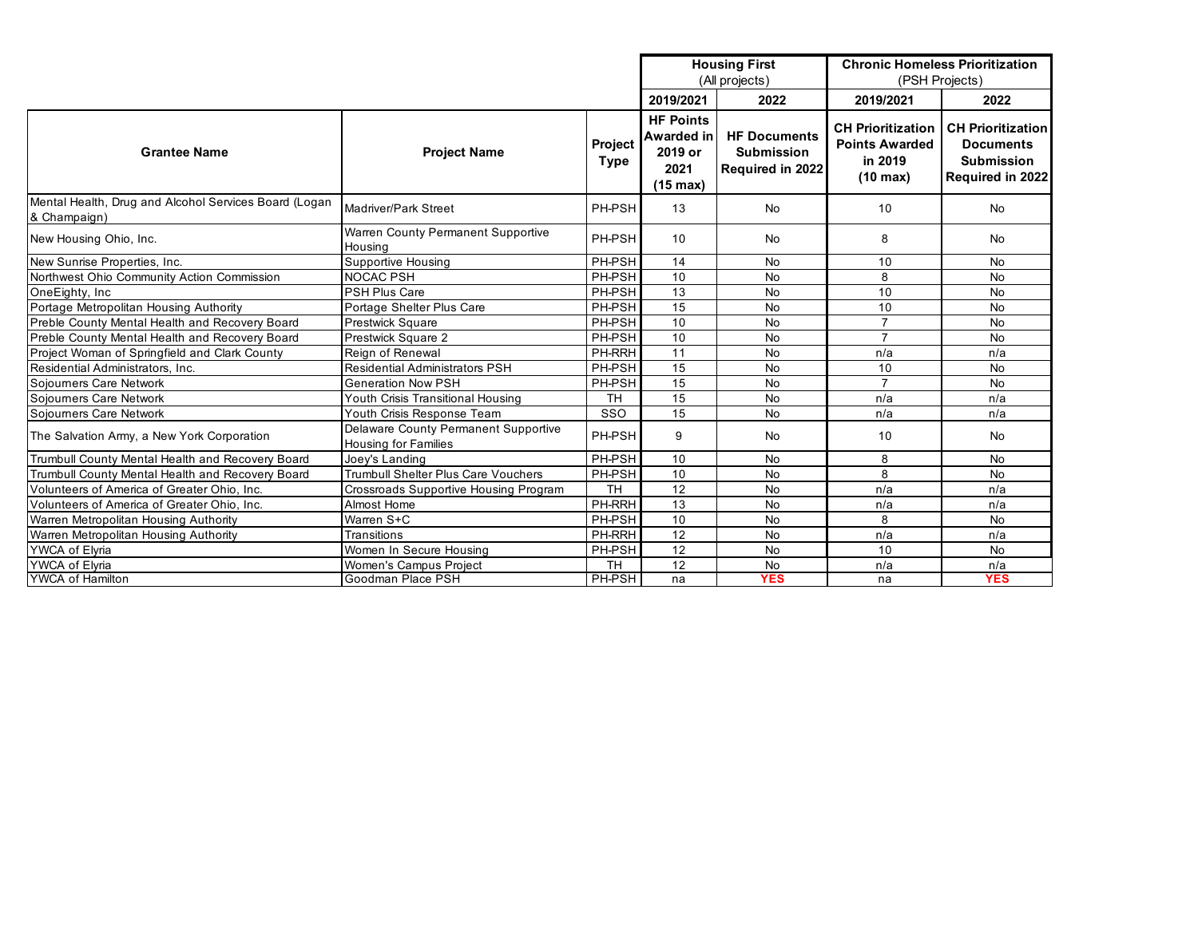| | | | Housing First (All projects) | | Chronic Homeless Prioritization (PSH Projects) | |
|---|---|---|---|---|---|---|
| | | | 2019/2021 | 2022 | 2019/2021 | 2022 |
| **Grantee Name** | **Project Name** | **Project Type** | **HF Points Awarded in 2019 or 2021 (15 max)** | **HF Documents Submission Required in 2022** | **CH Prioritization Points Awarded in 2019 (10 max)** | **CH Prioritization Documents Submission Required in 2022** |
| Mental Health, Drug and Alcohol Services Board (Logan & Champaign) | Madriver/Park Street | PH-PSH | 13 | No | 10 | No |
| New Housing Ohio, Inc. | Warren County Permanent Supportive Housing | PH-PSH | 10 | No | 8 | No |
| New Sunrise Properties, Inc. | Supportive Housing | PH-PSH | 14 | No | 10 | No |
| Northwest Ohio Community Action Commission | NOCAC PSH | PH-PSH | 10 | No | 8 | No |
| OneEighty, Inc | PSH Plus Care | PH-PSH | 13 | No | 10 | No |
| Portage Metropolitan Housing Authority | Portage Shelter Plus Care | PH-PSH | 15 | No | 10 | No |
| Preble County Mental Health and Recovery Board | Prestwick Square | PH-PSH | 10 | No | 7 | No |
| Preble County Mental Health and Recovery Board | Prestwick Square 2 | PH-PSH | 10 | No | 7 | No |
| Project Woman of Springfield and Clark County | Reign of Renewal | PH-RRH | 11 | No | n/a | n/a |
| Residential Administrators, Inc. | Residential Administrators PSH | PH-PSH | 15 | No | 10 | No |
| Sojourners Care Network | Generation Now PSH | PH-PSH | 15 | No | 7 | No |
| Sojourners Care Network | Youth Crisis Transitional Housing | TH | 15 | No | n/a | n/a |
| Sojourners Care Network | Youth Crisis Response Team | SSO | 15 | No | n/a | n/a |
| The Salvation Army, a New York Corporation | Delaware County Permanent Supportive Housing for Families | PH-PSH | 9 | No | 10 | No |
| Trumbull County Mental Health and Recovery Board | Joey's Landing | PH-PSH | 10 | No | 8 | No |
| Trumbull County Mental Health and Recovery Board | Trumbull Shelter Plus Care Vouchers | PH-PSH | 10 | No | 8 | No |
| Volunteers of America of Greater Ohio, Inc. | Crossroads Supportive Housing Program | TH | 12 | No | n/a | n/a |
| Volunteers of America of Greater Ohio, Inc. | Almost Home | PH-RRH | 13 | No | n/a | n/a |
| Warren Metropolitan Housing Authority | Warren S+C | PH-PSH | 10 | No | 8 | No |
| Warren Metropolitan Housing Authority | Transitions | PH-RRH | 12 | No | n/a | n/a |
| YWCA of Elyria | Women In Secure Housing | PH-PSH | 12 | No | 10 | No |
| YWCA of Elyria | Women's Campus Project | TH | 12 | No | n/a | n/a |
| YWCA of Hamilton | Goodman Place PSH | PH-PSH | na | **YES** | na | **YES** |